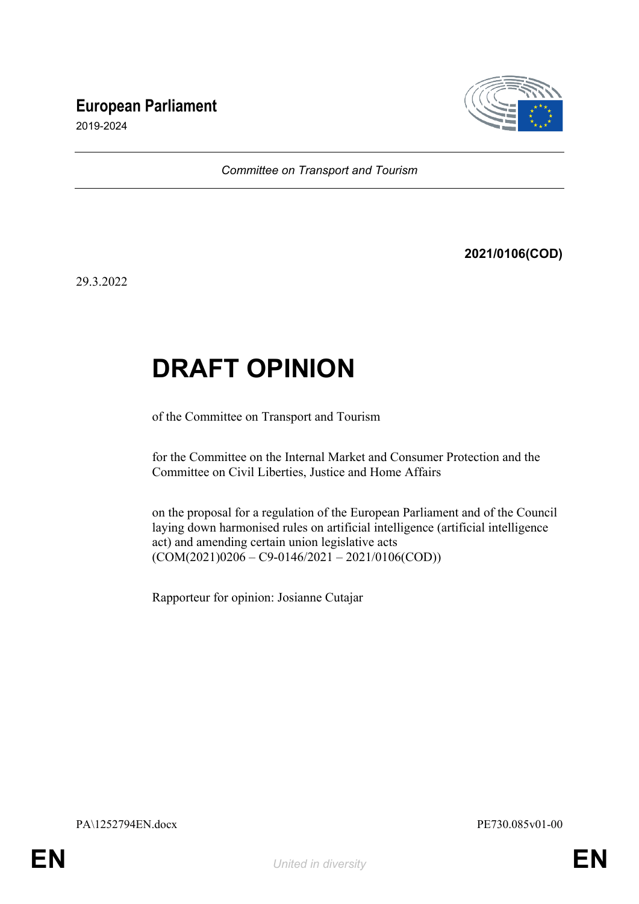**European Parliament**

2019-2024

*Committee on Transport and Tourism*

**2021/0106(COD)**

29.3.2022

# DRAFT OPINION

of the Committee on Transport and Tourism

for the Committee on the Internal Market and Consumer Protection and the Committee on Civil Liberties, Justice and Home Affairs

on the proposal for a regulation of the European Parliament and of the Council laying down harmonised rules on artificial intelligence (artificial intelligence act) and amending certain union legislative acts
(COM(2021)0206 – C9-0146/2021 – 2021/0106(COD))

Rapporteur for opinion: Josianne Cutajar

PA\1252794EN.docx PE730.085v01-00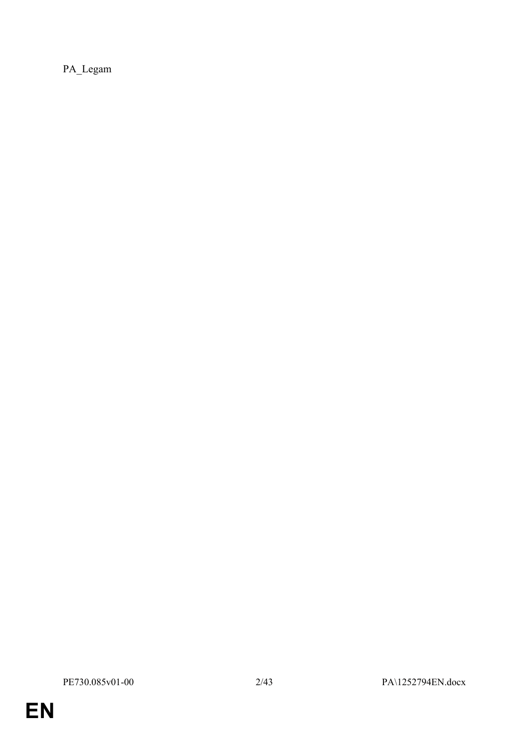PA_Legam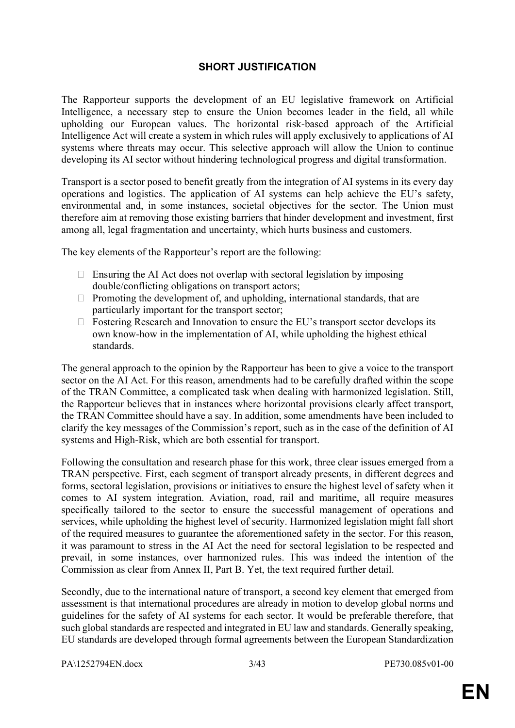## SHORT JUSTIFICATION

The Rapporteur supports the development of an EU legislative framework on Artificial Intelligence, a necessary step to ensure the Union becomes leader in the field, all while upholding our European values. The horizontal risk-based approach of the Artificial Intelligence Act will create a system in which rules will apply exclusively to applications of AI systems where threats may occur. This selective approach will allow the Union to continue developing its AI sector without hindering technological progress and digital transformation.

Transport is a sector posed to benefit greatly from the integration of AI systems in its every day operations and logistics. The application of AI systems can help achieve the EU's safety, environmental and, in some instances, societal objectives for the sector. The Union must therefore aim at removing those existing barriers that hinder development and investment, first among all, legal fragmentation and uncertainty, which hurts business and customers.

The key elements of the Rapporteur's report are the following:

- Ensuring the AI Act does not overlap with sectoral legislation by imposing double/conflicting obligations on transport actors;
- Promoting the development of, and upholding, international standards, that are particularly important for the transport sector;
- Fostering Research and Innovation to ensure the EU's transport sector develops its own know-how in the implementation of AI, while upholding the highest ethical standards.

The general approach to the opinion by the Rapporteur has been to give a voice to the transport sector on the AI Act. For this reason, amendments had to be carefully drafted within the scope of the TRAN Committee, a complicated task when dealing with harmonized legislation. Still, the Rapporteur believes that in instances where horizontal provisions clearly affect transport, the TRAN Committee should have a say. In addition, some amendments have been included to clarify the key messages of the Commission's report, such as in the case of the definition of AI systems and High-Risk, which are both essential for transport.

Following the consultation and research phase for this work, three clear issues emerged from a TRAN perspective. First, each segment of transport already presents, in different degrees and forms, sectoral legislation, provisions or initiatives to ensure the highest level of safety when it comes to AI system integration. Aviation, road, rail and maritime, all require measures specifically tailored to the sector to ensure the successful management of operations and services, while upholding the highest level of security. Harmonized legislation might fall short of the required measures to guarantee the aforementioned safety in the sector. For this reason, it was paramount to stress in the AI Act the need for sectoral legislation to be respected and prevail, in some instances, over harmonized rules. This was indeed the intention of the Commission as clear from Annex II, Part B. Yet, the text required further detail.

Secondly, due to the international nature of transport, a second key element that emerged from assessment is that international procedures are already in motion to develop global norms and guidelines for the safety of AI systems for each sector. It would be preferable therefore, that such global standards are respected and integrated in EU law and standards. Generally speaking, EU standards are developed through formal agreements between the European Standardization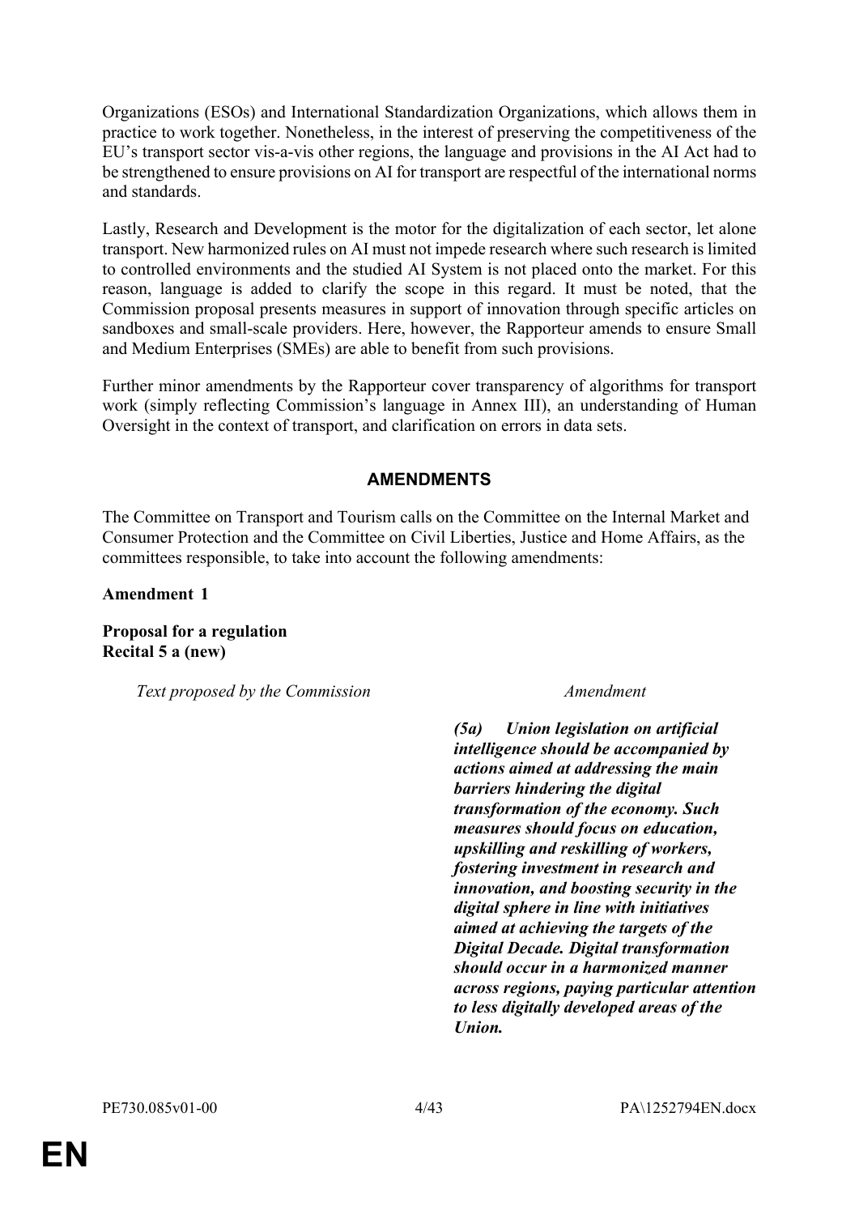Organizations (ESOs) and International Standardization Organizations, which allows them in practice to work together. Nonetheless, in the interest of preserving the competitiveness of the EU's transport sector vis-a-vis other regions, the language and provisions in the AI Act had to be strengthened to ensure provisions on AI for transport are respectful of the international norms and standards.

Lastly, Research and Development is the motor for the digitalization of each sector, let alone transport. New harmonized rules on AI must not impede research where such research is limited to controlled environments and the studied AI System is not placed onto the market. For this reason, language is added to clarify the scope in this regard. It must be noted, that the Commission proposal presents measures in support of innovation through specific articles on sandboxes and small-scale providers. Here, however, the Rapporteur amends to ensure Small and Medium Enterprises (SMEs) are able to benefit from such provisions.

Further minor amendments by the Rapporteur cover transparency of algorithms for transport work (simply reflecting Commission's language in Annex III), an understanding of Human Oversight in the context of transport, and clarification on errors in data sets.

## AMENDMENTS

The Committee on Transport and Tourism calls on the Committee on the Internal Market and Consumer Protection and the Committee on Civil Liberties, Justice and Home Affairs, as the committees responsible, to take into account the following amendments:

**Amendment 1**

**Proposal for a regulation**
**Recital 5 a (new)**

| *Text proposed by the Commission* | *Amendment* |
|---|---|
| | ***(5a) Union legislation on artificial intelligence should be accompanied by actions aimed at addressing the main barriers hindering the digital transformation of the economy. Such measures should focus on education, upskilling and reskilling of workers, fostering investment in research and innovation, and boosting security in the digital sphere in line with initiatives aimed at achieving the targets of the Digital Decade. Digital transformation should occur in a harmonized manner across regions, paying particular attention to less digitally developed areas of the Union.*** |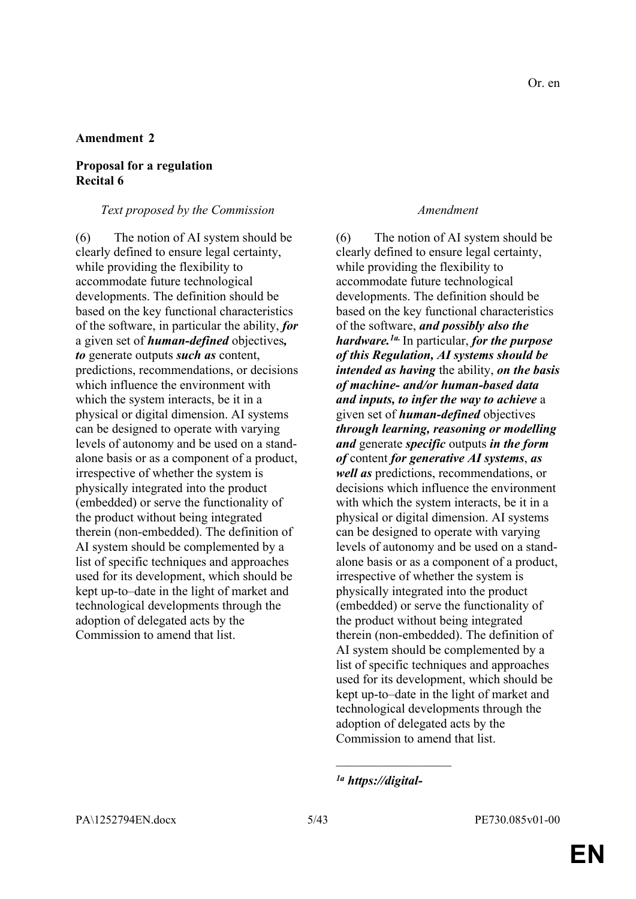Or. en

**Amendment 2**

**Proposal for a regulation**
**Recital 6**

| *Text proposed by the Commission* | *Amendment* |
|---|---|
| (6) The notion of AI system should be clearly defined to ensure legal certainty, while providing the flexibility to accommodate future technological developments. The definition should be based on the key functional characteristics of the software, in particular the ability, ***for*** a given set of ***human-defined*** objectives***, to*** generate outputs ***such as*** content, predictions, recommendations, or decisions which influence the environment with which the system interacts, be it in a physical or digital dimension. AI systems can be designed to operate with varying levels of autonomy and be used on a stand-alone basis or as a component of a product, irrespective of whether the system is physically integrated into the product (embedded) or serve the functionality of the product without being integrated therein (non-embedded). The definition of AI system should be complemented by a list of specific techniques and approaches used for its development, which should be kept up-to–date in the light of market and technological developments through the adoption of delegated acts by the Commission to amend that list. | (6) The notion of AI system should be clearly defined to ensure legal certainty, while providing the flexibility to accommodate future technological developments. The definition should be based on the key functional characteristics of the software, ***and possibly also the hardware.***[1a] In particular, ***for the purpose of this Regulation, AI systems should be intended as having*** the ability, ***on the basis of machine- and/or human-based data and inputs, to infer the way to achieve*** a given set of ***human-defined*** objectives ***through learning, reasoning or modelling and*** generate ***specific*** outputs ***in the form of*** content ***for generative AI systems***, ***as well as*** predictions, recommendations, or decisions which influence the environment with which the system interacts, be it in a physical or digital dimension. AI systems can be designed to operate with varying levels of autonomy and be used on a stand-alone basis or as a component of a product, irrespective of whether the system is physically integrated into the product (embedded) or serve the functionality of the product without being integrated therein (non-embedded). The definition of AI system should be complemented by a list of specific techniques and approaches used for its development, which should be kept up-to–date in the light of market and technological developments through the adoption of delegated acts by the Commission to amend that list. |

__________________

***[1a] https://digital-***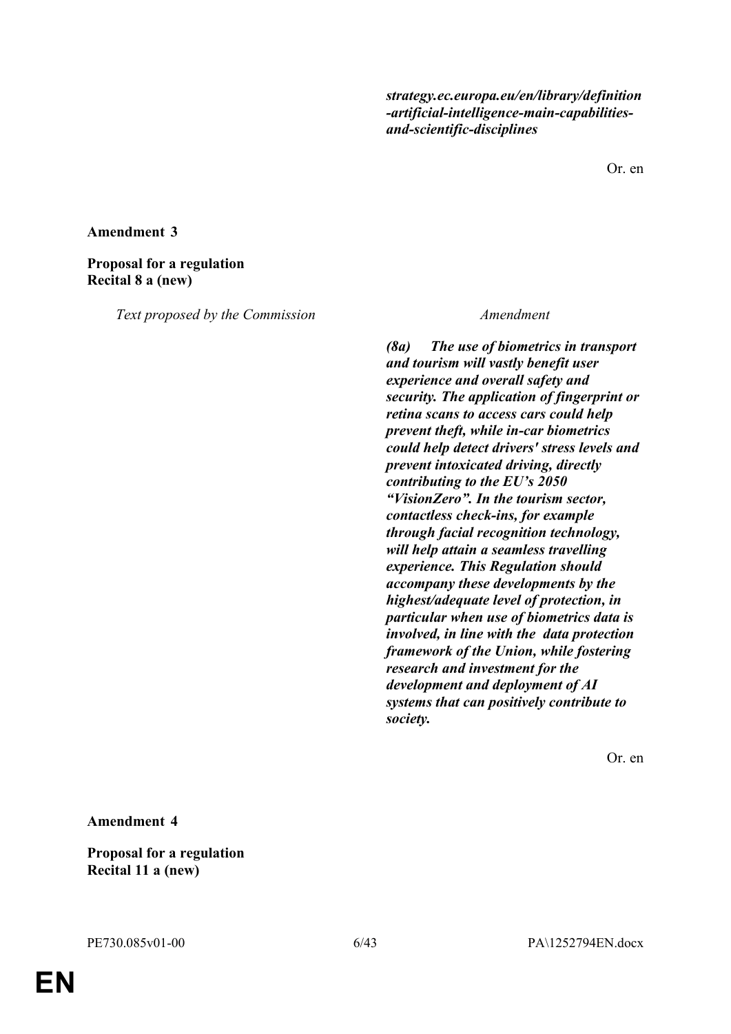*strategy.ec.europa.eu/en/library/definition-artificial-intelligence-main-capabilities-and-scientific-disciplines*

Or. en

**Amendment 3**

**Proposal for a regulation**
**Recital 8 a (new)**

| *Text proposed by the Commission* | *Amendment* |
|---|---|
| | ***(8a) The use of biometrics in transport and tourism will vastly benefit user experience and overall safety and security. The application of fingerprint or retina scans to access cars could help prevent theft, while in-car biometrics could help detect drivers' stress levels and prevent intoxicated driving, directly contributing to the EU's 2050 "VisionZero". In the tourism sector, contactless check-ins, for example through facial recognition technology, will help attain a seamless travelling experience. This Regulation should accompany these developments by the highest/adequate level of protection, in particular when use of biometrics data is involved, in line with the data protection framework of the Union, while fostering research and investment for the development and deployment of AI systems that can positively contribute to society.*** |

Or. en

**Amendment 4**

**Proposal for a regulation**
**Recital 11 a (new)**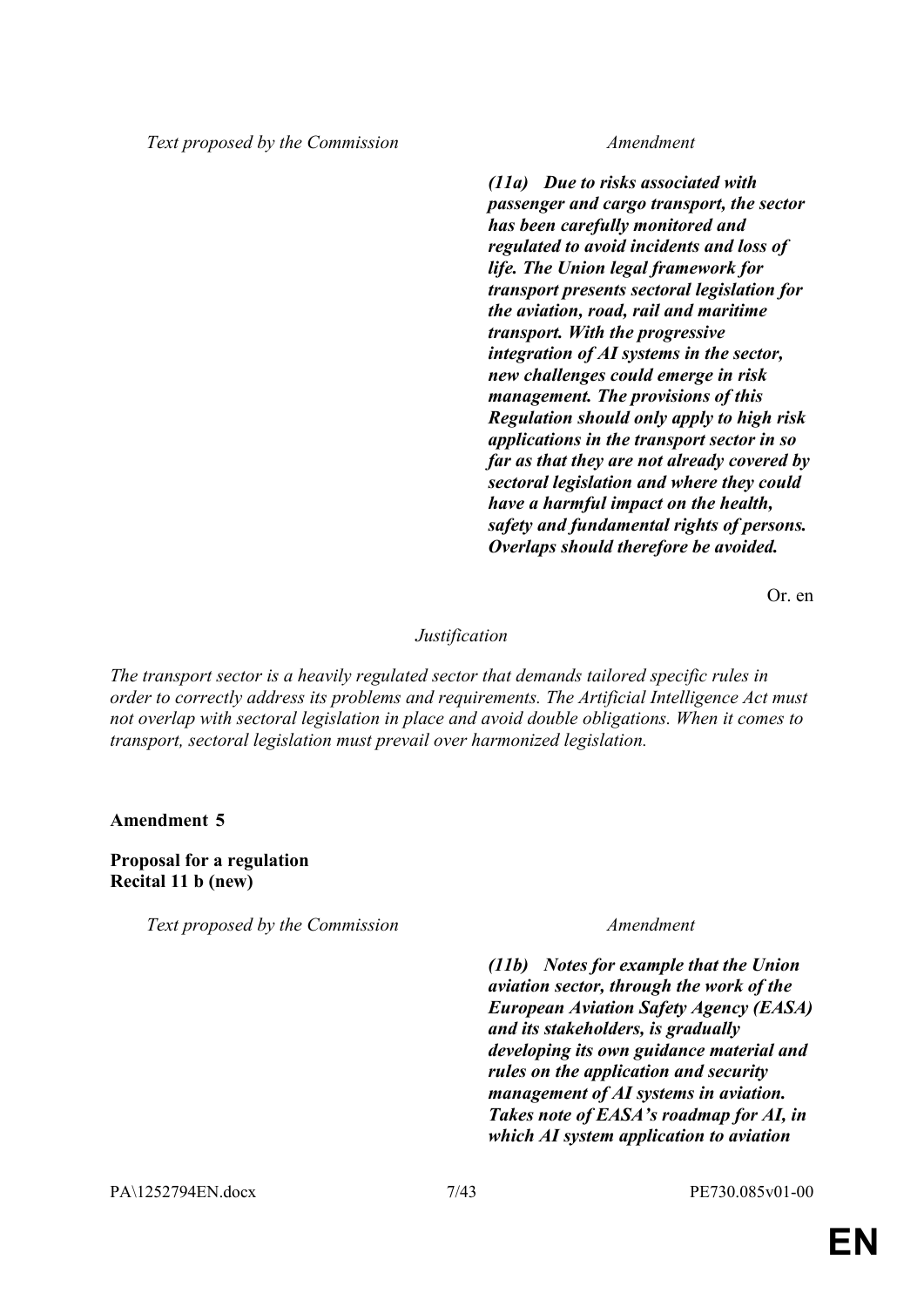| Text proposed by the Commission | Amendment |
|---|---|
| | ***(11a) Due to risks associated with passenger and cargo transport, the sector has been carefully monitored and regulated to avoid incidents and loss of life. The Union legal framework for transport presents sectoral legislation for the aviation, road, rail and maritime transport. With the progressive integration of AI systems in the sector, new challenges could emerge in risk management. The provisions of this Regulation should only apply to high risk applications in the transport sector in so far as that they are not already covered by sectoral legislation and where they could have a harmful impact on the health, safety and fundamental rights of persons. Overlaps should therefore be avoided.*** |

Or. en

*Justification*

*The transport sector is a heavily regulated sector that demands tailored specific rules in order to correctly address its problems and requirements. The Artificial Intelligence Act must not overlap with sectoral legislation in place and avoid double obligations. When it comes to transport, sectoral legislation must prevail over harmonized legislation.*

**Amendment 5**

**Proposal for a regulation**
**Recital 11 b (new)**

| Text proposed by the Commission | Amendment |
|---|---|
| | ***(11b) Notes for example that the Union aviation sector, through the work of the European Aviation Safety Agency (EASA) and its stakeholders, is gradually developing its own guidance material and rules on the application and security management of AI systems in aviation. Takes note of EASA's roadmap for AI, in which AI system application to aviation*** |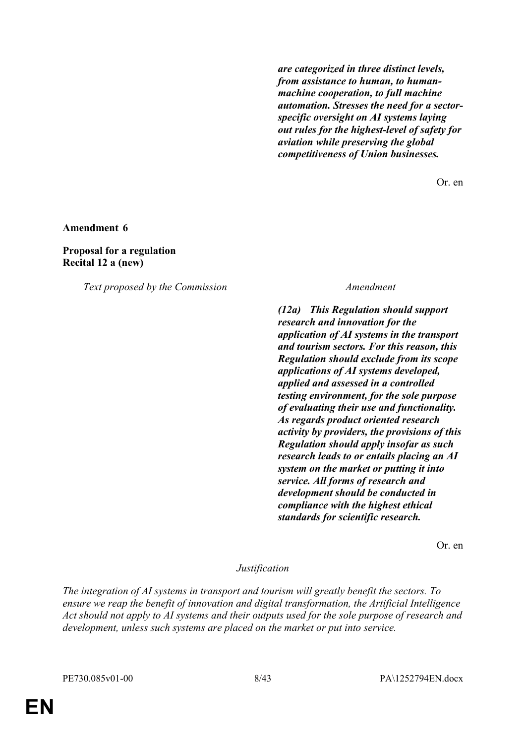| | |
|---|---|
| | ***are categorized in three distinct levels, from assistance to human, to human-machine cooperation, to full machine automation. Stresses the need for a sector-specific oversight on AI systems laying out rules for the highest-level of safety for aviation while preserving the global competitiveness of Union businesses.*** |

Or. en

**Amendment 6**

**Proposal for a regulation**
**Recital 12 a (new)**

| *Text proposed by the Commission* | *Amendment* |
|---|---|
| | ***(12a) This Regulation should support research and innovation for the application of AI systems in the transport and tourism sectors. For this reason, this Regulation should exclude from its scope applications of AI systems developed, applied and assessed in a controlled testing environment, for the sole purpose of evaluating their use and functionality. As regards product oriented research activity by providers, the provisions of this Regulation should apply insofar as such research leads to or entails placing an AI system on the market or putting it into service. All forms of research and development should be conducted in compliance with the highest ethical standards for scientific research.*** |

Or. en

*Justification*

*The integration of AI systems in transport and tourism will greatly benefit the sectors. To ensure we reap the benefit of innovation and digital transformation, the Artificial Intelligence Act should not apply to AI systems and their outputs used for the sole purpose of research and development, unless such systems are placed on the market or put into service.*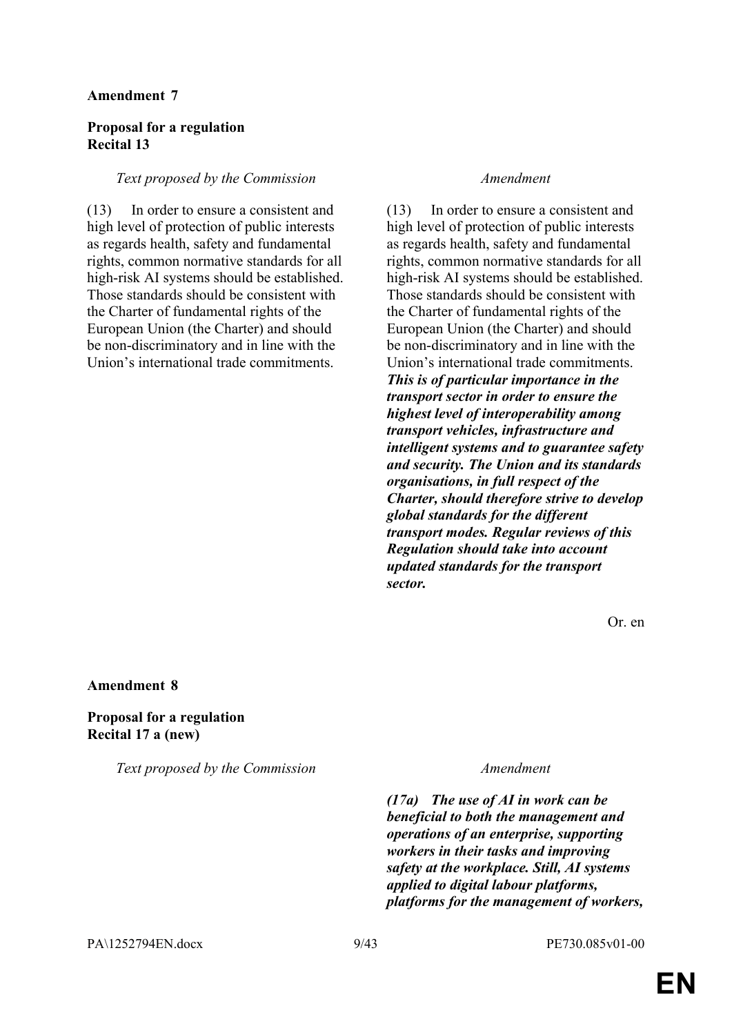**Amendment 7**

**Proposal for a regulation**
**Recital 13**

| *Text proposed by the Commission* | *Amendment* |
|---|---|
| (13) In order to ensure a consistent and high level of protection of public interests as regards health, safety and fundamental rights, common normative standards for all high-risk AI systems should be established. Those standards should be consistent with the Charter of fundamental rights of the European Union (the Charter) and should be non-discriminatory and in line with the Union's international trade commitments. | (13) In order to ensure a consistent and high level of protection of public interests as regards health, safety and fundamental rights, common normative standards for all high-risk AI systems should be established. Those standards should be consistent with the Charter of fundamental rights of the European Union (the Charter) and should be non-discriminatory and in line with the Union's international trade commitments. ***This is of particular importance in the transport sector in order to ensure the highest level of interoperability among transport vehicles, infrastructure and intelligent systems and to guarantee safety and security. The Union and its standards organisations, in full respect of the Charter, should therefore strive to develop global standards for the different transport modes. Regular reviews of this Regulation should take into account updated standards for the transport sector.*** |

Or. en

**Amendment 8**

**Proposal for a regulation**
**Recital 17 a (new)**

| *Text proposed by the Commission* | *Amendment* |
|---|---|
| | ***(17a) The use of AI in work can be beneficial to both the management and operations of an enterprise, supporting workers in their tasks and improving safety at the workplace. Still, AI systems applied to digital labour platforms, platforms for the management of workers,*** |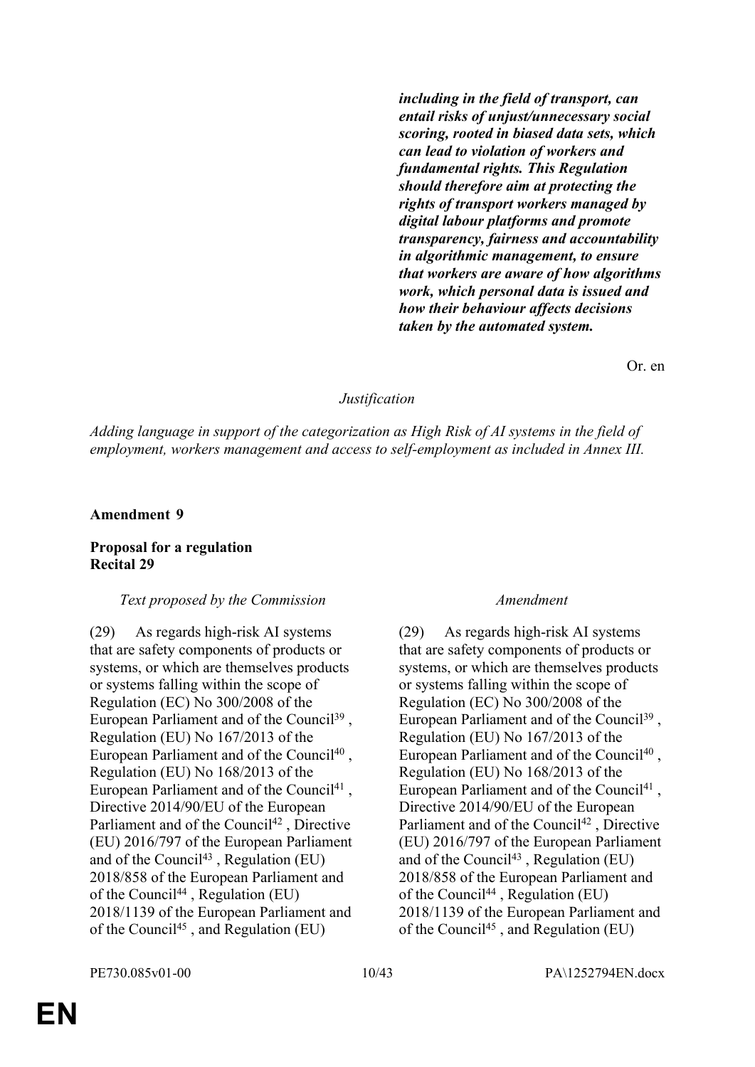| | |
|---|---|
| | ***including in the field of transport, can entail risks of unjust/unnecessary social scoring, rooted in biased data sets, which can lead to violation of workers and fundamental rights. This Regulation should therefore aim at protecting the rights of transport workers managed by digital labour platforms and promote transparency, fairness and accountability in algorithmic management, to ensure that workers are aware of how algorithms work, which personal data is issued and how their behaviour affects decisions taken by the automated system.*** |

Or. en

*Justification*

*Adding language in support of the categorization as High Risk of AI systems in the field of employment, workers management and access to self-employment as included in Annex III.*

**Amendment 9**

**Proposal for a regulation**
**Recital 29**

| *Text proposed by the Commission* | *Amendment* |
|---|---|
| (29) As regards high-risk AI systems that are safety components of products or systems, or which are themselves products or systems falling within the scope of Regulation (EC) No 300/2008 of the European Parliament and of the Council[39] , Regulation (EU) No 167/2013 of the European Parliament and of the Council[40] , Regulation (EU) No 168/2013 of the European Parliament and of the Council[41] , Directive 2014/90/EU of the European Parliament and of the Council[42] , Directive (EU) 2016/797 of the European Parliament and of the Council[43] , Regulation (EU) 2018/858 of the European Parliament and of the Council[44] , Regulation (EU) 2018/1139 of the European Parliament and of the Council[45] , and Regulation (EU) | (29) As regards high-risk AI systems that are safety components of products or systems, or which are themselves products or systems falling within the scope of Regulation (EC) No 300/2008 of the European Parliament and of the Council[39] , Regulation (EU) No 167/2013 of the European Parliament and of the Council[40] , Regulation (EU) No 168/2013 of the European Parliament and of the Council[41] , Directive 2014/90/EU of the European Parliament and of the Council[42] , Directive (EU) 2016/797 of the European Parliament and of the Council[43] , Regulation (EU) 2018/858 of the European Parliament and of the Council[44] , Regulation (EU) 2018/1139 of the European Parliament and of the Council[45] , and Regulation (EU) |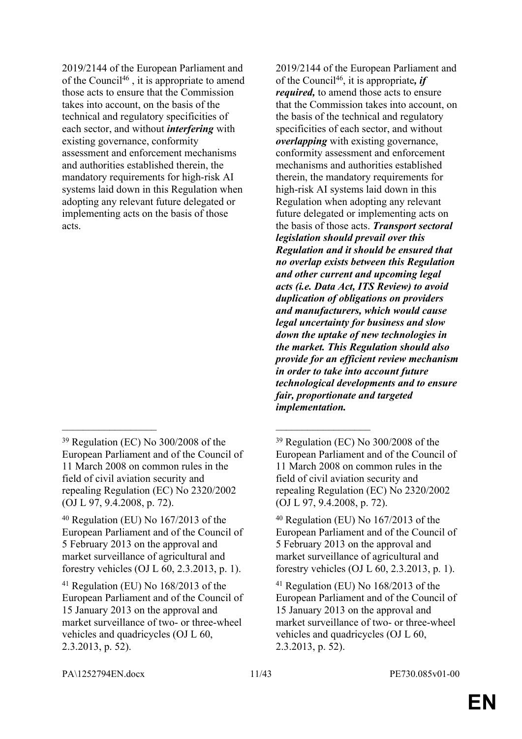| | |
|---|---|
| 2019/2144 of the European Parliament and of the Council[46] , it is appropriate to amend those acts to ensure that the Commission takes into account, on the basis of the technical and regulatory specificities of each sector, and without ***interfering*** with existing governance, conformity assessment and enforcement mechanisms and authorities established therein, the mandatory requirements for high-risk AI systems laid down in this Regulation when adopting any relevant future delegated or implementing acts on the basis of those acts. | 2019/2144 of the European Parliament and of the Council[46], it is appropriate***, if required,*** to amend those acts to ensure that the Commission takes into account, on the basis of the technical and regulatory specificities of each sector, and without ***overlapping*** with existing governance, conformity assessment and enforcement mechanisms and authorities established therein, the mandatory requirements for high-risk AI systems laid down in this Regulation when adopting any relevant future delegated or implementing acts on the basis of those acts. ***Transport sectoral legislation should prevail over this Regulation and it should be ensured that no overlap exists between this Regulation and other current and upcoming legal acts (i.e. Data Act, ITS Review) to avoid duplication of obligations on providers and manufacturers, which would cause legal uncertainty for business and slow down the uptake of new technologies in the market. This Regulation should also provide for an efficient review mechanism in order to take into account future technological developments and to ensure fair, proportionate and targeted implementation.*** |
| __________________ | __________________ |
| [39] Regulation (EC) No 300/2008 of the European Parliament and of the Council of 11 March 2008 on common rules in the field of civil aviation security and repealing Regulation (EC) No 2320/2002 (OJ L 97, 9.4.2008, p. 72). | [39] Regulation (EC) No 300/2008 of the European Parliament and of the Council of 11 March 2008 on common rules in the field of civil aviation security and repealing Regulation (EC) No 2320/2002 (OJ L 97, 9.4.2008, p. 72). |
| [40] Regulation (EU) No 167/2013 of the European Parliament and of the Council of 5 February 2013 on the approval and market surveillance of agricultural and forestry vehicles (OJ L 60, 2.3.2013, p. 1). | [40] Regulation (EU) No 167/2013 of the European Parliament and of the Council of 5 February 2013 on the approval and market surveillance of agricultural and forestry vehicles (OJ L 60, 2.3.2013, p. 1). |
| [41] Regulation (EU) No 168/2013 of the European Parliament and of the Council of 15 January 2013 on the approval and market surveillance of two- or three-wheel vehicles and quadricycles (OJ L 60, 2.3.2013, p. 52). | [41] Regulation (EU) No 168/2013 of the European Parliament and of the Council of 15 January 2013 on the approval and market surveillance of two- or three-wheel vehicles and quadricycles (OJ L 60, 2.3.2013, p. 52). |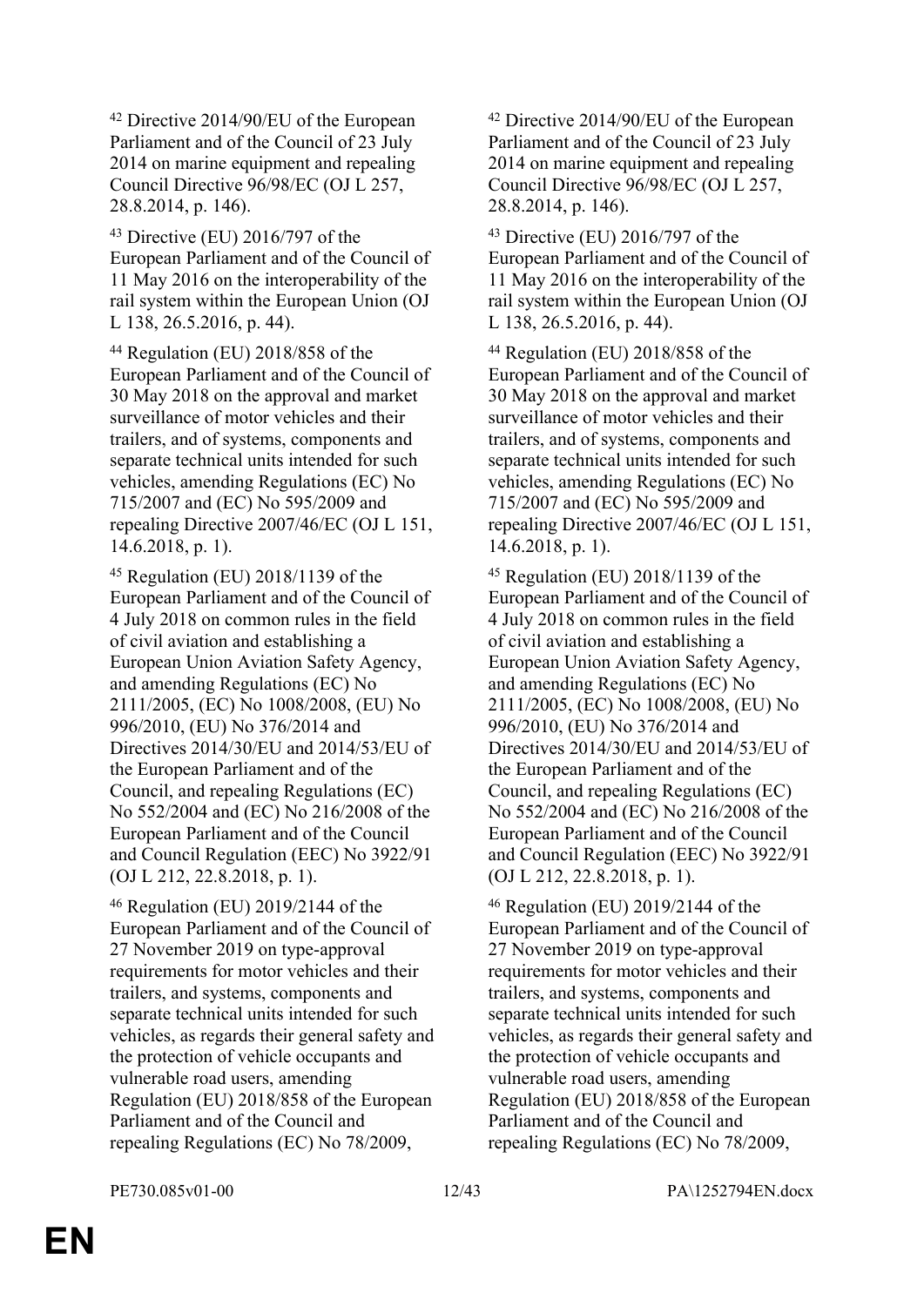| | |
|---|---|
| [42] Directive 2014/90/EU of the European Parliament and of the Council of 23 July 2014 on marine equipment and repealing Council Directive 96/98/EC (OJ L 257, 28.8.2014, p. 146). | [42] Directive 2014/90/EU of the European Parliament and of the Council of 23 July 2014 on marine equipment and repealing Council Directive 96/98/EC (OJ L 257, 28.8.2014, p. 146). |
| [43] Directive (EU) 2016/797 of the European Parliament and of the Council of 11 May 2016 on the interoperability of the rail system within the European Union (OJ L 138, 26.5.2016, p. 44). | [43] Directive (EU) 2016/797 of the European Parliament and of the Council of 11 May 2016 on the interoperability of the rail system within the European Union (OJ L 138, 26.5.2016, p. 44). |
| [44] Regulation (EU) 2018/858 of the European Parliament and of the Council of 30 May 2018 on the approval and market surveillance of motor vehicles and their trailers, and of systems, components and separate technical units intended for such vehicles, amending Regulations (EC) No 715/2007 and (EC) No 595/2009 and repealing Directive 2007/46/EC (OJ L 151, 14.6.2018, p. 1). | [44] Regulation (EU) 2018/858 of the European Parliament and of the Council of 30 May 2018 on the approval and market surveillance of motor vehicles and their trailers, and of systems, components and separate technical units intended for such vehicles, amending Regulations (EC) No 715/2007 and (EC) No 595/2009 and repealing Directive 2007/46/EC (OJ L 151, 14.6.2018, p. 1). |
| [45] Regulation (EU) 2018/1139 of the European Parliament and of the Council of 4 July 2018 on common rules in the field of civil aviation and establishing a European Union Aviation Safety Agency, and amending Regulations (EC) No 2111/2005, (EC) No 1008/2008, (EU) No 996/2010, (EU) No 376/2014 and Directives 2014/30/EU and 2014/53/EU of the European Parliament and of the Council, and repealing Regulations (EC) No 552/2004 and (EC) No 216/2008 of the European Parliament and of the Council and Council Regulation (EEC) No 3922/91 (OJ L 212, 22.8.2018, p. 1). | [45] Regulation (EU) 2018/1139 of the European Parliament and of the Council of 4 July 2018 on common rules in the field of civil aviation and establishing a European Union Aviation Safety Agency, and amending Regulations (EC) No 2111/2005, (EC) No 1008/2008, (EU) No 996/2010, (EU) No 376/2014 and Directives 2014/30/EU and 2014/53/EU of the European Parliament and of the Council, and repealing Regulations (EC) No 552/2004 and (EC) No 216/2008 of the European Parliament and of the Council and Council Regulation (EEC) No 3922/91 (OJ L 212, 22.8.2018, p. 1). |
| [46] Regulation (EU) 2019/2144 of the European Parliament and of the Council of 27 November 2019 on type-approval requirements for motor vehicles and their trailers, and systems, components and separate technical units intended for such vehicles, as regards their general safety and the protection of vehicle occupants and vulnerable road users, amending Regulation (EU) 2018/858 of the European Parliament and of the Council and repealing Regulations (EC) No 78/2009, | [46] Regulation (EU) 2019/2144 of the European Parliament and of the Council of 27 November 2019 on type-approval requirements for motor vehicles and their trailers, and systems, components and separate technical units intended for such vehicles, as regards their general safety and the protection of vehicle occupants and vulnerable road users, amending Regulation (EU) 2018/858 of the European Parliament and of the Council and repealing Regulations (EC) No 78/2009, |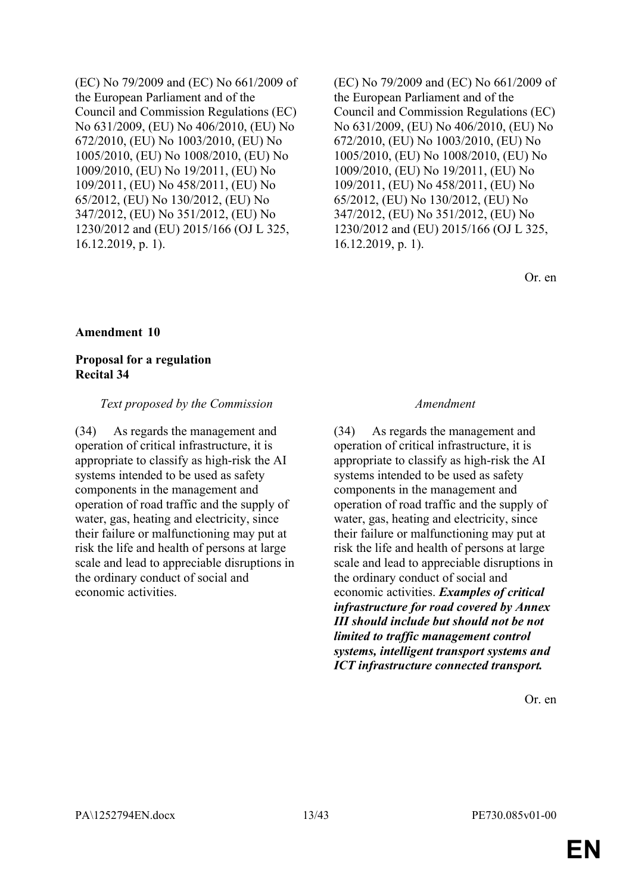| | |
|---|---|
| (EC) No 79/2009 and (EC) No 661/2009 of the European Parliament and of the Council and Commission Regulations (EC) No 631/2009, (EU) No 406/2010, (EU) No 672/2010, (EU) No 1003/2010, (EU) No 1005/2010, (EU) No 1008/2010, (EU) No 1009/2010, (EU) No 19/2011, (EU) No 109/2011, (EU) No 458/2011, (EU) No 65/2012, (EU) No 130/2012, (EU) No 347/2012, (EU) No 351/2012, (EU) No 1230/2012 and (EU) 2015/166 (OJ L 325, 16.12.2019, p. 1). | (EC) No 79/2009 and (EC) No 661/2009 of the European Parliament and of the Council and Commission Regulations (EC) No 631/2009, (EU) No 406/2010, (EU) No 672/2010, (EU) No 1003/2010, (EU) No 1005/2010, (EU) No 1008/2010, (EU) No 1009/2010, (EU) No 19/2011, (EU) No 109/2011, (EU) No 458/2011, (EU) No 65/2012, (EU) No 130/2012, (EU) No 347/2012, (EU) No 351/2012, (EU) No 1230/2012 and (EU) 2015/166 (OJ L 325, 16.12.2019, p. 1). |

Or. en

**Amendment 10**

**Proposal for a regulation**
**Recital 34**

| *Text proposed by the Commission* | *Amendment* |
|---|---|
| (34) As regards the management and operation of critical infrastructure, it is appropriate to classify as high-risk the AI systems intended to be used as safety components in the management and operation of road traffic and the supply of water, gas, heating and electricity, since their failure or malfunctioning may put at risk the life and health of persons at large scale and lead to appreciable disruptions in the ordinary conduct of social and economic activities. | (34) As regards the management and operation of critical infrastructure, it is appropriate to classify as high-risk the AI systems intended to be used as safety components in the management and operation of road traffic and the supply of water, gas, heating and electricity, since their failure or malfunctioning may put at risk the life and health of persons at large scale and lead to appreciable disruptions in the ordinary conduct of social and economic activities. ***Examples of critical infrastructure for road covered by Annex III should include but should not be not limited to traffic management control systems, intelligent transport systems and ICT infrastructure connected transport.*** |

Or. en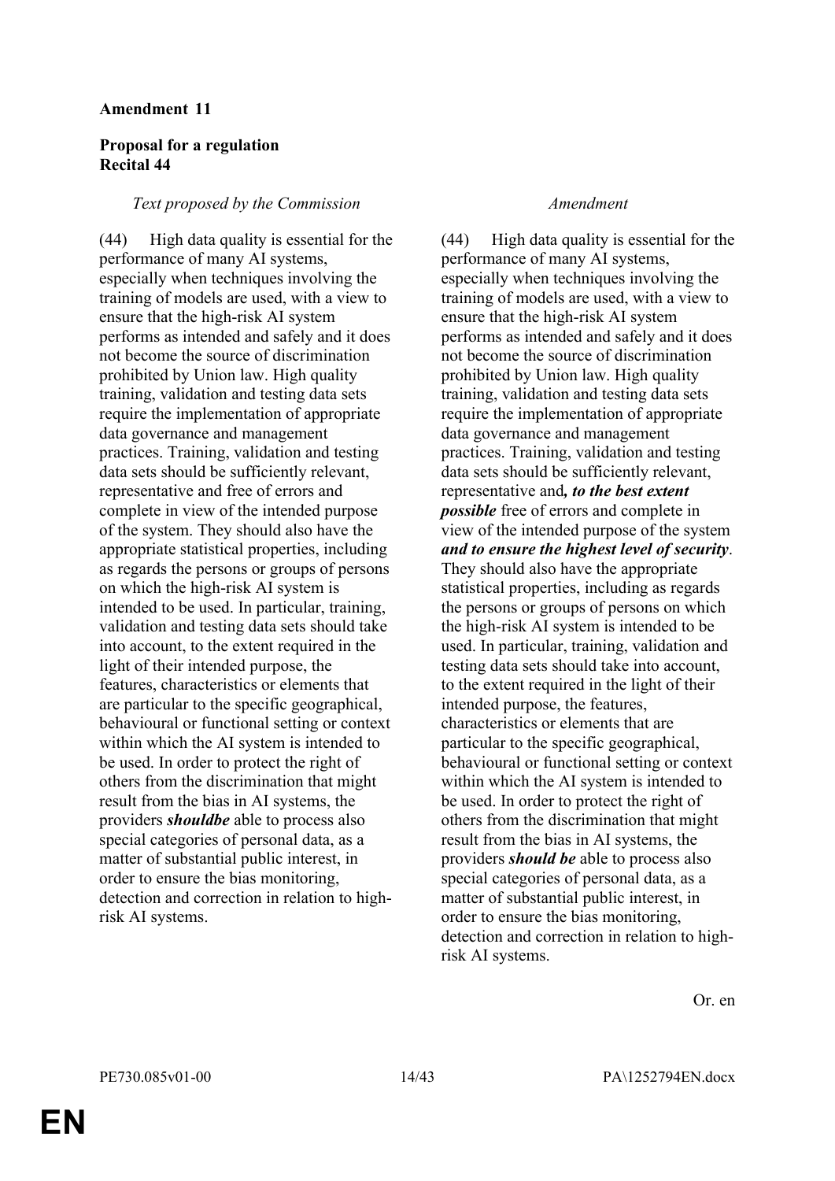**Amendment 11**

**Proposal for a regulation**
**Recital 44**

| *Text proposed by the Commission* | *Amendment* |
| --- | --- |
| (44) High data quality is essential for the performance of many AI systems, especially when techniques involving the training of models are used, with a view to ensure that the high-risk AI system performs as intended and safely and it does not become the source of discrimination prohibited by Union law. High quality training, validation and testing data sets require the implementation of appropriate data governance and management practices. Training, validation and testing data sets should be sufficiently relevant, representative and free of errors and complete in view of the intended purpose of the system. They should also have the appropriate statistical properties, including as regards the persons or groups of persons on which the high-risk AI system is intended to be used. In particular, training, validation and testing data sets should take into account, to the extent required in the light of their intended purpose, the features, characteristics or elements that are particular to the specific geographical, behavioural or functional setting or context within which the AI system is intended to be used. In order to protect the right of others from the discrimination that might result from the bias in AI systems, the providers ***shouldbe*** able to process also special categories of personal data, as a matter of substantial public interest, in order to ensure the bias monitoring, detection and correction in relation to high-risk AI systems. | (44) High data quality is essential for the performance of many AI systems, especially when techniques involving the training of models are used, with a view to ensure that the high-risk AI system performs as intended and safely and it does not become the source of discrimination prohibited by Union law. High quality training, validation and testing data sets require the implementation of appropriate data governance and management practices. Training, validation and testing data sets should be sufficiently relevant, representative and***, to the best extent possible*** free of errors and complete in view of the intended purpose of the system ***and to ensure the highest level of security***. They should also have the appropriate statistical properties, including as regards the persons or groups of persons on which the high-risk AI system is intended to be used. In particular, training, validation and testing data sets should take into account, to the extent required in the light of their intended purpose, the features, characteristics or elements that are particular to the specific geographical, behavioural or functional setting or context within which the AI system is intended to be used. In order to protect the right of others from the discrimination that might result from the bias in AI systems, the providers ***should be*** able to process also special categories of personal data, as a matter of substantial public interest, in order to ensure the bias monitoring, detection and correction in relation to high-risk AI systems. |

Or. en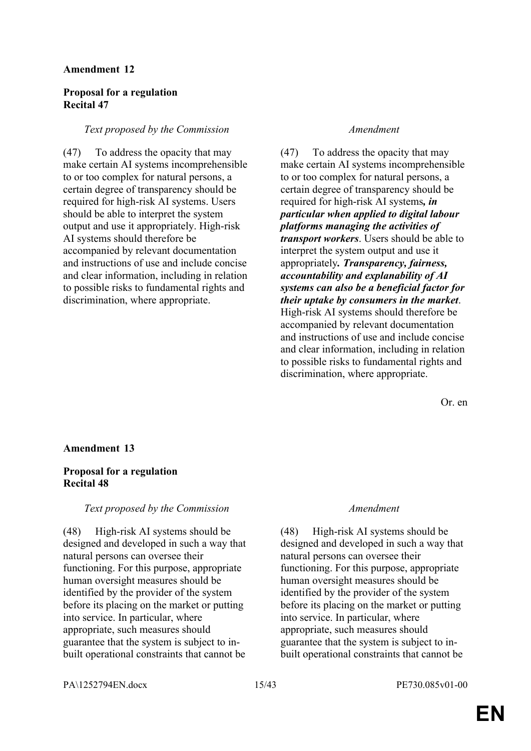**Amendment 12**

**Proposal for a regulation**
**Recital 47**

| *Text proposed by the Commission* | *Amendment* |
|---|---|
| (47) To address the opacity that may make certain AI systems incomprehensible to or too complex for natural persons, a certain degree of transparency should be required for high-risk AI systems. Users should be able to interpret the system output and use it appropriately. High-risk AI systems should therefore be accompanied by relevant documentation and instructions of use and include concise and clear information, including in relation to possible risks to fundamental rights and discrimination, where appropriate. | (47) To address the opacity that may make certain AI systems incomprehensible to or too complex for natural persons, a certain degree of transparency should be required for high-risk AI systems***, in particular when applied to digital labour platforms managing the activities of transport workers***. Users should be able to interpret the system output and use it appropriately***. Transparency, fairness, accountability and explanability of AI systems can also be a beneficial factor for their uptake by consumers in the market***. High-risk AI systems should therefore be accompanied by relevant documentation and instructions of use and include concise and clear information, including in relation to possible risks to fundamental rights and discrimination, where appropriate. |

Or. en

**Amendment 13**

**Proposal for a regulation**
**Recital 48**

| *Text proposed by the Commission* | *Amendment* |
|---|---|
| (48) High-risk AI systems should be designed and developed in such a way that natural persons can oversee their functioning. For this purpose, appropriate human oversight measures should be identified by the provider of the system before its placing on the market or putting into service. In particular, where appropriate, such measures should guarantee that the system is subject to in-built operational constraints that cannot be | (48) High-risk AI systems should be designed and developed in such a way that natural persons can oversee their functioning. For this purpose, appropriate human oversight measures should be identified by the provider of the system before its placing on the market or putting into service. In particular, where appropriate, such measures should guarantee that the system is subject to in-built operational constraints that cannot be |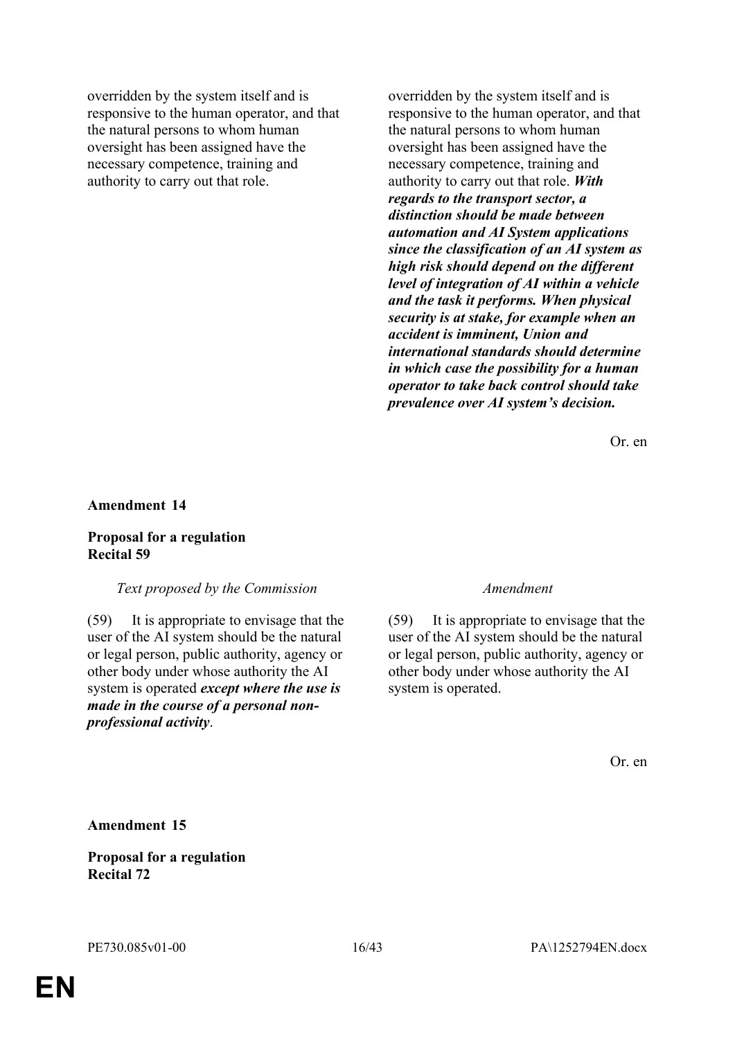| | |
|---|---|
| overridden by the system itself and is responsive to the human operator, and that the natural persons to whom human oversight has been assigned have the necessary competence, training and authority to carry out that role. | overridden by the system itself and is responsive to the human operator, and that the natural persons to whom human oversight has been assigned have the necessary competence, training and authority to carry out that role. ***With regards to the transport sector, a distinction should be made between automation and AI System applications since the classification of an AI system as high risk should depend on the different level of integration of AI within a vehicle and the task it performs. When physical security is at stake, for example when an accident is imminent, Union and international standards should determine in which case the possibility for a human operator to take back control should take prevalence over AI system's decision.*** |

Or. en

**Amendment 14**

**Proposal for a regulation**
**Recital 59**

| *Text proposed by the Commission* | *Amendment* |
|---|---|
| (59) It is appropriate to envisage that the user of the AI system should be the natural or legal person, public authority, agency or other body under whose authority the AI system is operated ***except where the use is made in the course of a personal non-professional activity***. | (59) It is appropriate to envisage that the user of the AI system should be the natural or legal person, public authority, agency or other body under whose authority the AI system is operated. |

Or. en

**Amendment 15**

**Proposal for a regulation**
**Recital 72**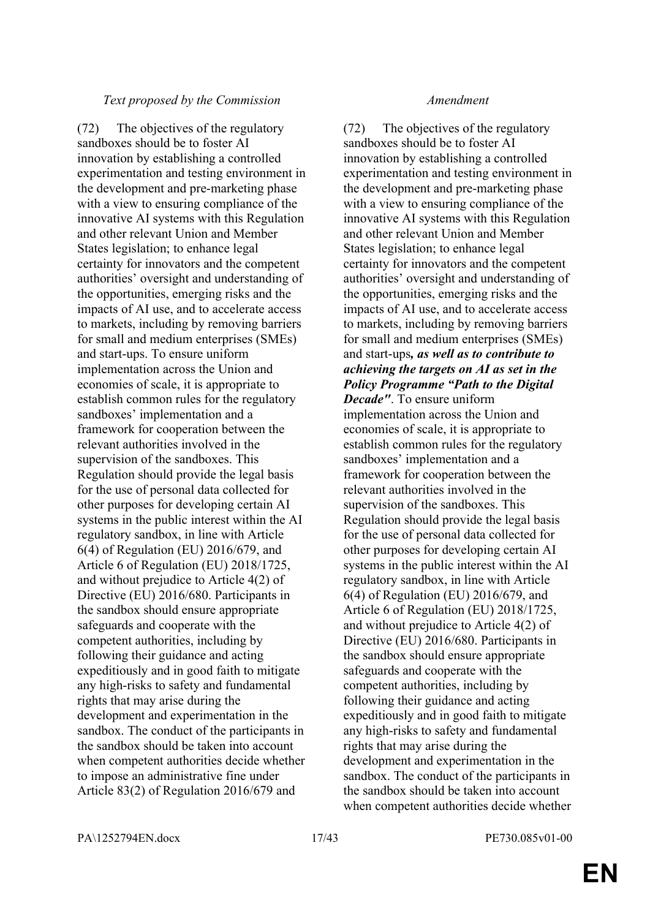| *Text proposed by the Commission* | *Amendment* |
| --- | --- |
| (72) The objectives of the regulatory sandboxes should be to foster AI innovation by establishing a controlled experimentation and testing environment in the development and pre-marketing phase with a view to ensuring compliance of the innovative AI systems with this Regulation and other relevant Union and Member States legislation; to enhance legal certainty for innovators and the competent authorities' oversight and understanding of the opportunities, emerging risks and the impacts of AI use, and to accelerate access to markets, including by removing barriers for small and medium enterprises (SMEs) and start-ups. To ensure uniform implementation across the Union and economies of scale, it is appropriate to establish common rules for the regulatory sandboxes' implementation and a framework for cooperation between the relevant authorities involved in the supervision of the sandboxes. This Regulation should provide the legal basis for the use of personal data collected for other purposes for developing certain AI systems in the public interest within the AI regulatory sandbox, in line with Article 6(4) of Regulation (EU) 2016/679, and Article 6 of Regulation (EU) 2018/1725, and without prejudice to Article 4(2) of Directive (EU) 2016/680. Participants in the sandbox should ensure appropriate safeguards and cooperate with the competent authorities, including by following their guidance and acting expeditiously and in good faith to mitigate any high-risks to safety and fundamental rights that may arise during the development and experimentation in the sandbox. The conduct of the participants in the sandbox should be taken into account when competent authorities decide whether to impose an administrative fine under Article 83(2) of Regulation 2016/679 and | (72) The objectives of the regulatory sandboxes should be to foster AI innovation by establishing a controlled experimentation and testing environment in the development and pre-marketing phase with a view to ensuring compliance of the innovative AI systems with this Regulation and other relevant Union and Member States legislation; to enhance legal certainty for innovators and the competent authorities' oversight and understanding of the opportunities, emerging risks and the impacts of AI use, and to accelerate access to markets, including by removing barriers for small and medium enterprises (SMEs) and start-ups***, as well as to contribute to achieving the targets on AI as set in the Policy Programme "Path to the Digital Decade"***. To ensure uniform implementation across the Union and economies of scale, it is appropriate to establish common rules for the regulatory sandboxes' implementation and a framework for cooperation between the relevant authorities involved in the supervision of the sandboxes. This Regulation should provide the legal basis for the use of personal data collected for other purposes for developing certain AI systems in the public interest within the AI regulatory sandbox, in line with Article 6(4) of Regulation (EU) 2016/679, and Article 6 of Regulation (EU) 2018/1725, and without prejudice to Article 4(2) of Directive (EU) 2016/680. Participants in the sandbox should ensure appropriate safeguards and cooperate with the competent authorities, including by following their guidance and acting expeditiously and in good faith to mitigate any high-risks to safety and fundamental rights that may arise during the development and experimentation in the sandbox. The conduct of the participants in the sandbox should be taken into account when competent authorities decide whether |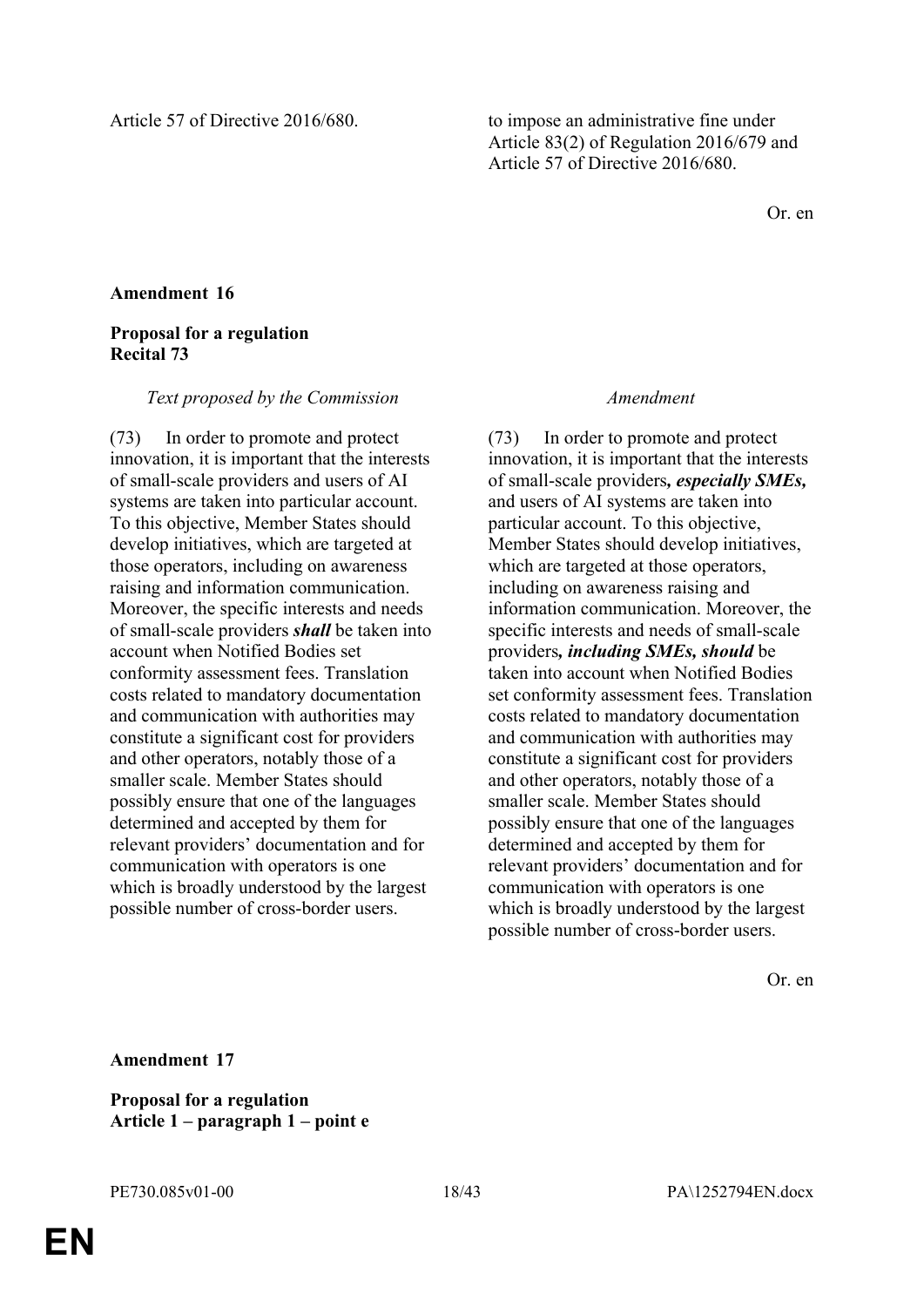| | |
|---|---|
| Article 57 of Directive 2016/680. | to impose an administrative fine under Article 83(2) of Regulation 2016/679 and Article 57 of Directive 2016/680. |

Or. en

**Amendment 16**

**Proposal for a regulation**
**Recital 73**

| *Text proposed by the Commission* | *Amendment* |
|---|---|
| (73) In order to promote and protect innovation, it is important that the interests of small-scale providers and users of AI systems are taken into particular account. To this objective, Member States should develop initiatives, which are targeted at those operators, including on awareness raising and information communication. Moreover, the specific interests and needs of small-scale providers ***shall*** be taken into account when Notified Bodies set conformity assessment fees. Translation costs related to mandatory documentation and communication with authorities may constitute a significant cost for providers and other operators, notably those of a smaller scale. Member States should possibly ensure that one of the languages determined and accepted by them for relevant providers' documentation and for communication with operators is one which is broadly understood by the largest possible number of cross-border users. | (73) In order to promote and protect innovation, it is important that the interests of small-scale providers***, especially SMEs,*** and users of AI systems are taken into particular account. To this objective, Member States should develop initiatives, which are targeted at those operators, including on awareness raising and information communication. Moreover, the specific interests and needs of small-scale providers***, including SMEs, should*** be taken into account when Notified Bodies set conformity assessment fees. Translation costs related to mandatory documentation and communication with authorities may constitute a significant cost for providers and other operators, notably those of a smaller scale. Member States should possibly ensure that one of the languages determined and accepted by them for relevant providers' documentation and for communication with operators is one which is broadly understood by the largest possible number of cross-border users. |

Or. en

**Amendment 17**

**Proposal for a regulation**
**Article 1 – paragraph 1 – point e**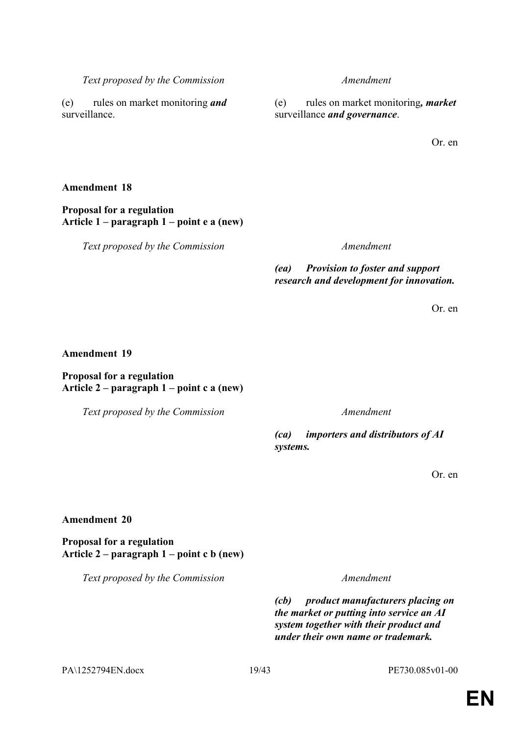| Text proposed by the Commission | Amendment |
|---|---|
| (e) rules on market monitoring ***and*** surveillance. | (e) rules on market monitoring***, market*** surveillance ***and governance***. |

Or. en

**Amendment 18**

**Proposal for a regulation**
**Article 1 – paragraph 1 – point e a (new)**

| Text proposed by the Commission | Amendment |
|---|---|
| | ***(ea) Provision to foster and support research and development for innovation.*** |

Or. en

**Amendment 19**

**Proposal for a regulation**
**Article 2 – paragraph 1 – point c a (new)**

| Text proposed by the Commission | Amendment |
|---|---|
| | ***(ca) importers and distributors of AI systems.*** |

Or. en

**Amendment 20**

**Proposal for a regulation**
**Article 2 – paragraph 1 – point c b (new)**

| Text proposed by the Commission | Amendment |
|---|---|
| | ***(cb) product manufacturers placing on the market or putting into service an AI system together with their product and under their own name or trademark.*** |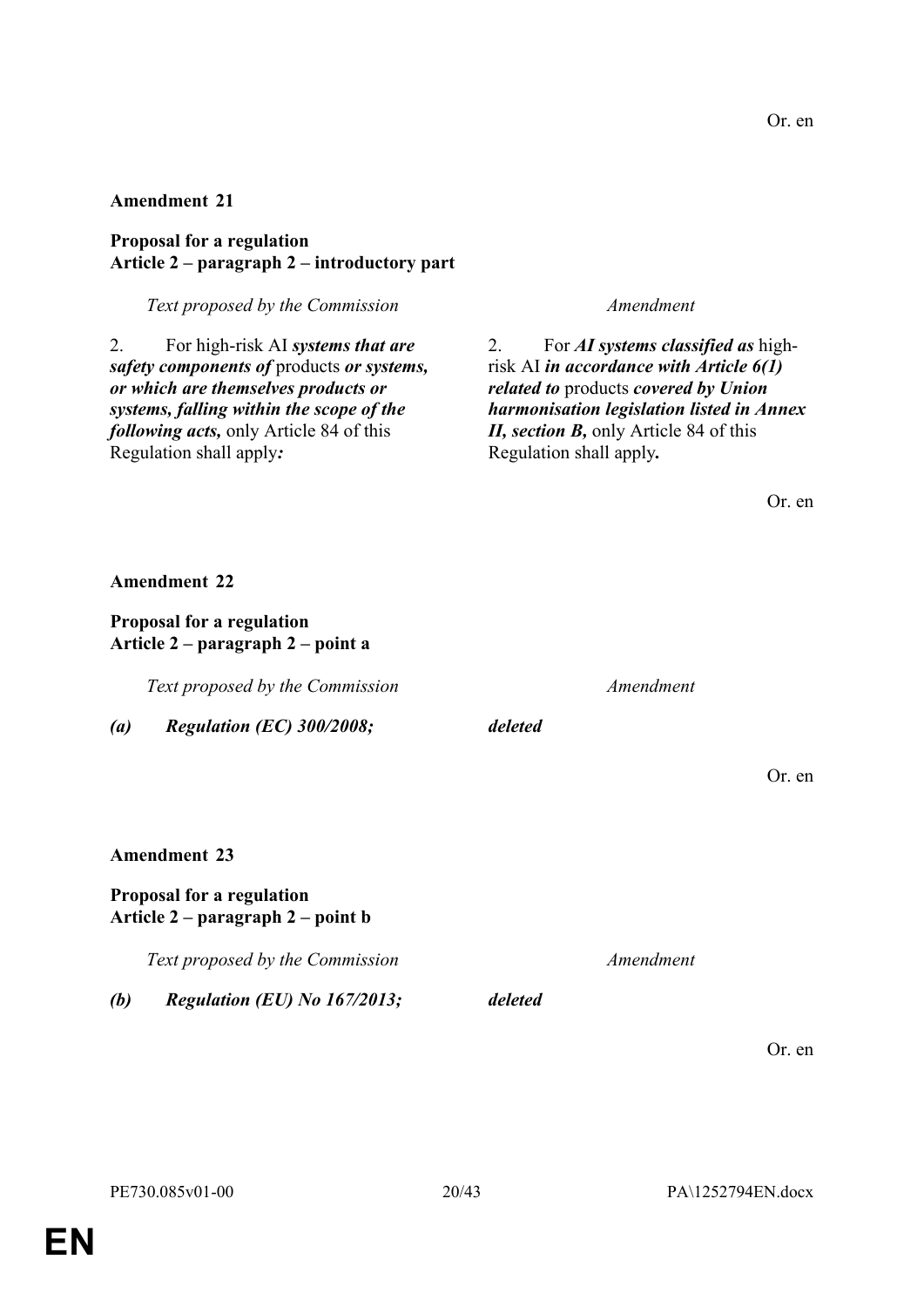Or. en

**Amendment 21**

**Proposal for a regulation**
**Article 2 – paragraph 2 – introductory part**

| *Text proposed by the Commission* | *Amendment* |
|---|---|
| 2. For high-risk AI ***systems that are safety components of*** products ***or systems, or which are themselves products or systems, falling within the scope of the following acts,*** only Article 84 of this Regulation shall apply***:*** | 2. For ***AI systems classified as*** high-risk AI ***in accordance with Article 6(1) related to*** products ***covered by Union harmonisation legislation listed in Annex II, section B,*** only Article 84 of this Regulation shall apply***.*** |

Or. en

**Amendment 22**

**Proposal for a regulation**
**Article 2 – paragraph 2 – point a**

| *Text proposed by the Commission* | *Amendment* |
|---|---|
| ***(a) Regulation (EC) 300/2008;*** | ***deleted*** |

Or. en

**Amendment 23**

**Proposal for a regulation**
**Article 2 – paragraph 2 – point b**

| *Text proposed by the Commission* | *Amendment* |
|---|---|
| ***(b) Regulation (EU) No 167/2013;*** | ***deleted*** |

Or. en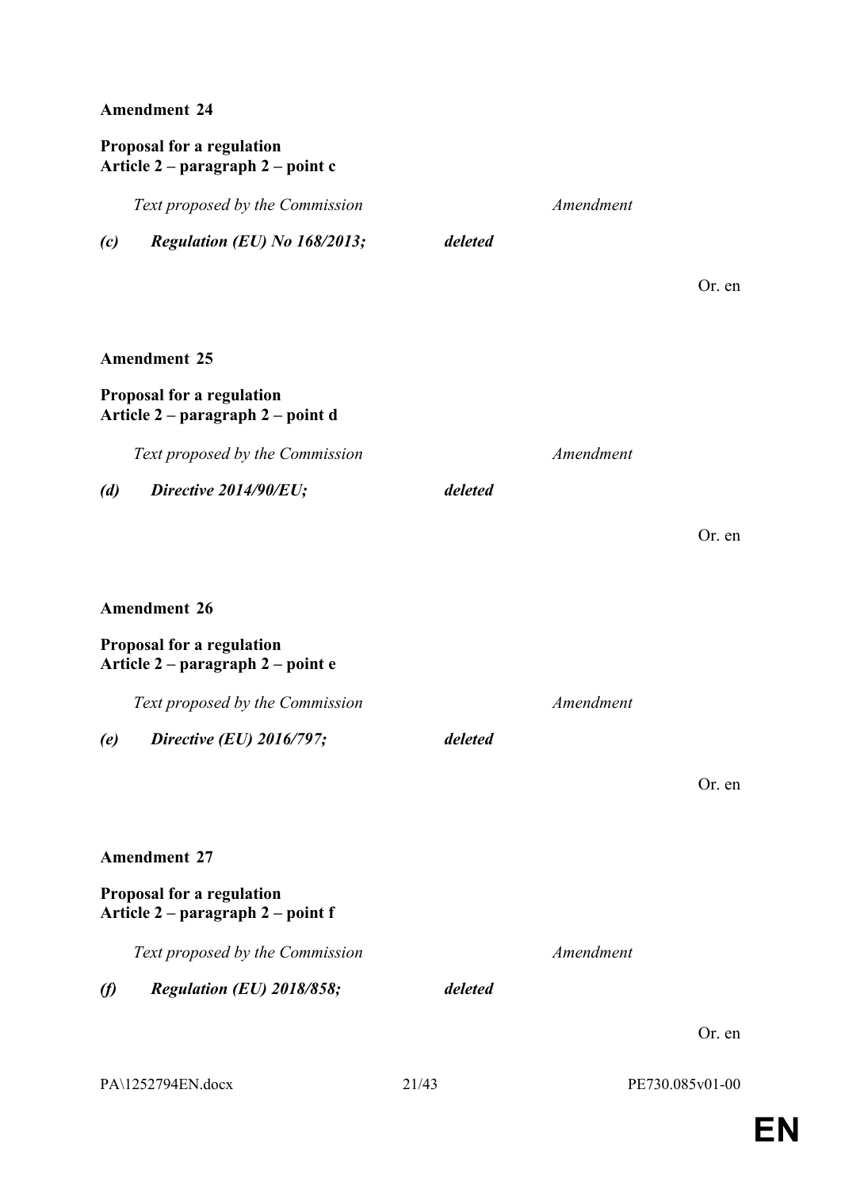**Amendment 24**

**Proposal for a regulation**
**Article 2 – paragraph 2 – point c**

| *Text proposed by the Commission* | *Amendment* |
|---|---|
| ***(c) Regulation (EU) No 168/2013;*** | ***deleted*** |

Or. en

**Amendment 25**

**Proposal for a regulation**
**Article 2 – paragraph 2 – point d**

| *Text proposed by the Commission* | *Amendment* |
|---|---|
| ***(d) Directive 2014/90/EU;*** | ***deleted*** |

Or. en

**Amendment 26**

**Proposal for a regulation**
**Article 2 – paragraph 2 – point e**

| *Text proposed by the Commission* | *Amendment* |
|---|---|
| ***(e) Directive (EU) 2016/797;*** | ***deleted*** |

Or. en

**Amendment 27**

**Proposal for a regulation**
**Article 2 – paragraph 2 – point f**

| *Text proposed by the Commission* | *Amendment* |
|---|---|
| ***(f) Regulation (EU) 2018/858;*** | ***deleted*** |

Or. en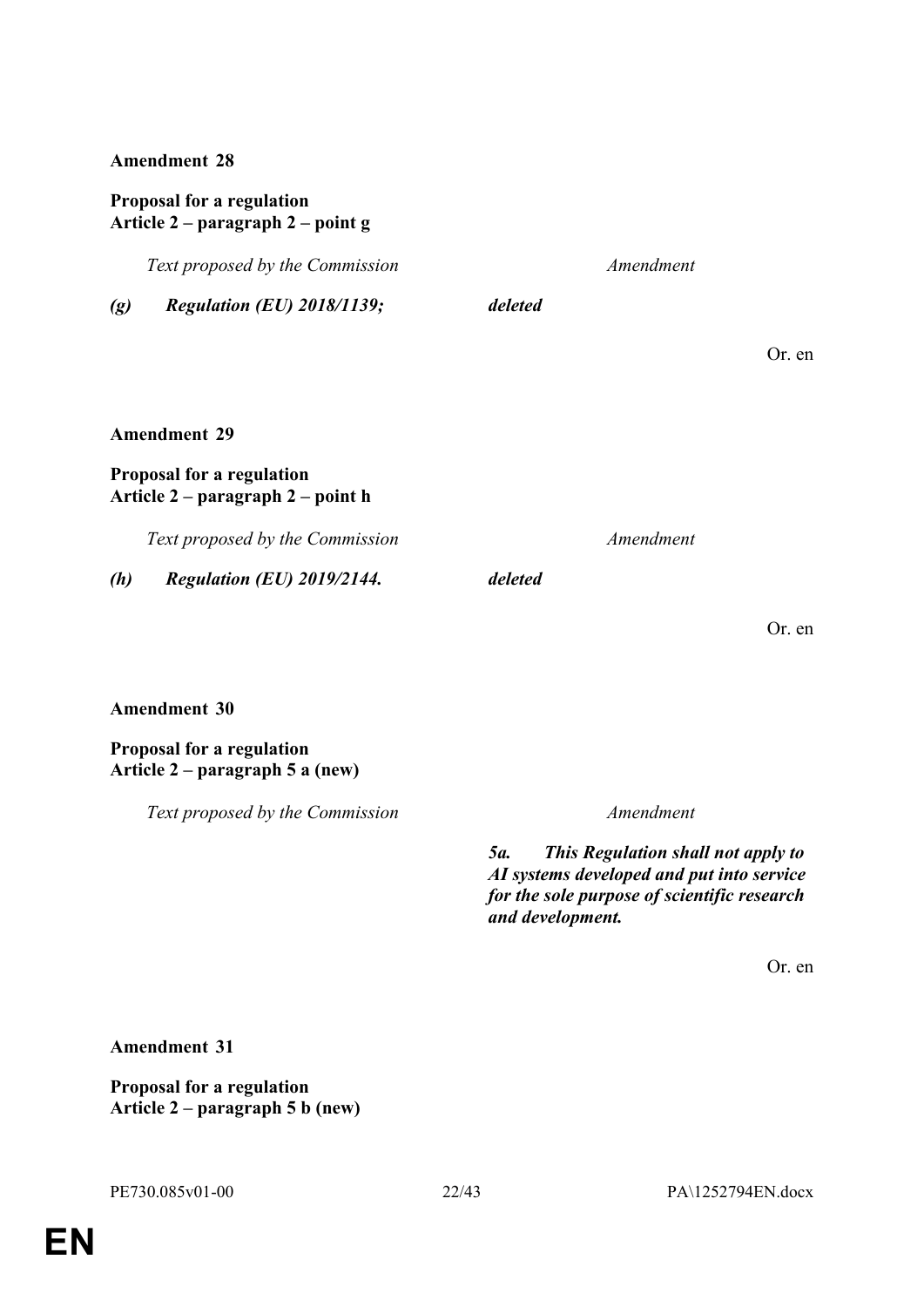**Amendment 28**

**Proposal for a regulation**
**Article 2 – paragraph 2 – point g**

| *Text proposed by the Commission* | *Amendment* |
|---|---|
| ***(g) Regulation (EU) 2018/1139;*** | ***deleted*** |

Or. en

**Amendment 29**

**Proposal for a regulation**
**Article 2 – paragraph 2 – point h**

| *Text proposed by the Commission* | *Amendment* |
|---|---|
| ***(h) Regulation (EU) 2019/2144.*** | ***deleted*** |

Or. en

**Amendment 30**

**Proposal for a regulation**
**Article 2 – paragraph 5 a (new)**

| *Text proposed by the Commission* | *Amendment* |
|---|---|
| | ***5a. This Regulation shall not apply to AI systems developed and put into service for the sole purpose of scientific research and development.*** |

Or. en

**Amendment 31**

**Proposal for a regulation**
**Article 2 – paragraph 5 b (new)**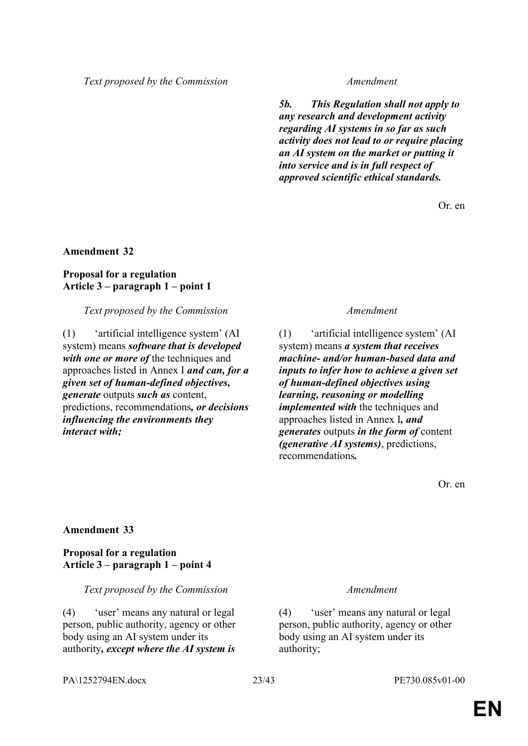| Text proposed by the Commission | Amendment |
|---|---|
| | ***5b. This Regulation shall not apply to any research and development activity regarding AI systems in so far as such activity does not lead to or require placing an AI system on the market or putting it into service and is in full respect of approved scientific ethical standards.*** |

Or. en

**Amendment 32**

**Proposal for a regulation**
**Article 3 – paragraph 1 – point 1**

| Text proposed by the Commission | Amendment |
|---|---|
| (1) 'artificial intelligence system' (AI system) means ***software that is developed with one or more of*** the techniques and approaches listed in Annex I ***and can, for a given set of human-defined objectives, generate*** outputs ***such as*** content, predictions, recommendations***, or decisions influencing the environments they interact with;*** | (1) 'artificial intelligence system' (AI system) means ***a system that receives machine- and/or human-based data and inputs to infer how to achieve a given set of human-defined objectives using learning, reasoning or modelling implemented with*** the techniques and approaches listed in Annex I***, and generates*** outputs ***in the form of*** content ***(generative AI systems)***, predictions, recommendations***.*** |

Or. en

**Amendment 33**

**Proposal for a regulation**
**Article 3 – paragraph 1 – point 4**

| Text proposed by the Commission | Amendment |
|---|---|
| (4) 'user' means any natural or legal person, public authority, agency or other body using an AI system under its authority***, except where the AI system is*** | (4) 'user' means any natural or legal person, public authority, agency or other body using an AI system under its authority; |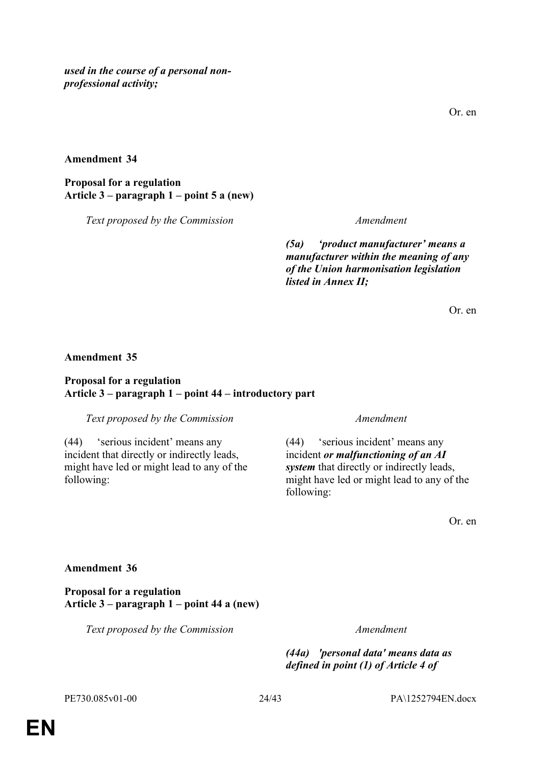***used in the course of a personal non-professional activity;***

Or. en

**Amendment 34**

**Proposal for a regulation**
**Article 3 – paragraph 1 – point 5 a (new)**

| *Text proposed by the Commission* | *Amendment* |
| --- | --- |
| | ***(5a) 'product manufacturer' means a manufacturer within the meaning of any of the Union harmonisation legislation listed in Annex II;*** |

Or. en

**Amendment 35**

**Proposal for a regulation**
**Article 3 – paragraph 1 – point 44 – introductory part**

| *Text proposed by the Commission* | *Amendment* |
| --- | --- |
| (44) 'serious incident' means any incident that directly or indirectly leads, might have led or might lead to any of the following: | (44) 'serious incident' means any incident ***or malfunctioning of an AI system*** that directly or indirectly leads, might have led or might lead to any of the following: |

Or. en

**Amendment 36**

**Proposal for a regulation**
**Article 3 – paragraph 1 – point 44 a (new)**

| *Text proposed by the Commission* | *Amendment* |
| --- | --- |
| | ***(44a) 'personal data' means data as defined in point (1) of Article 4 of*** |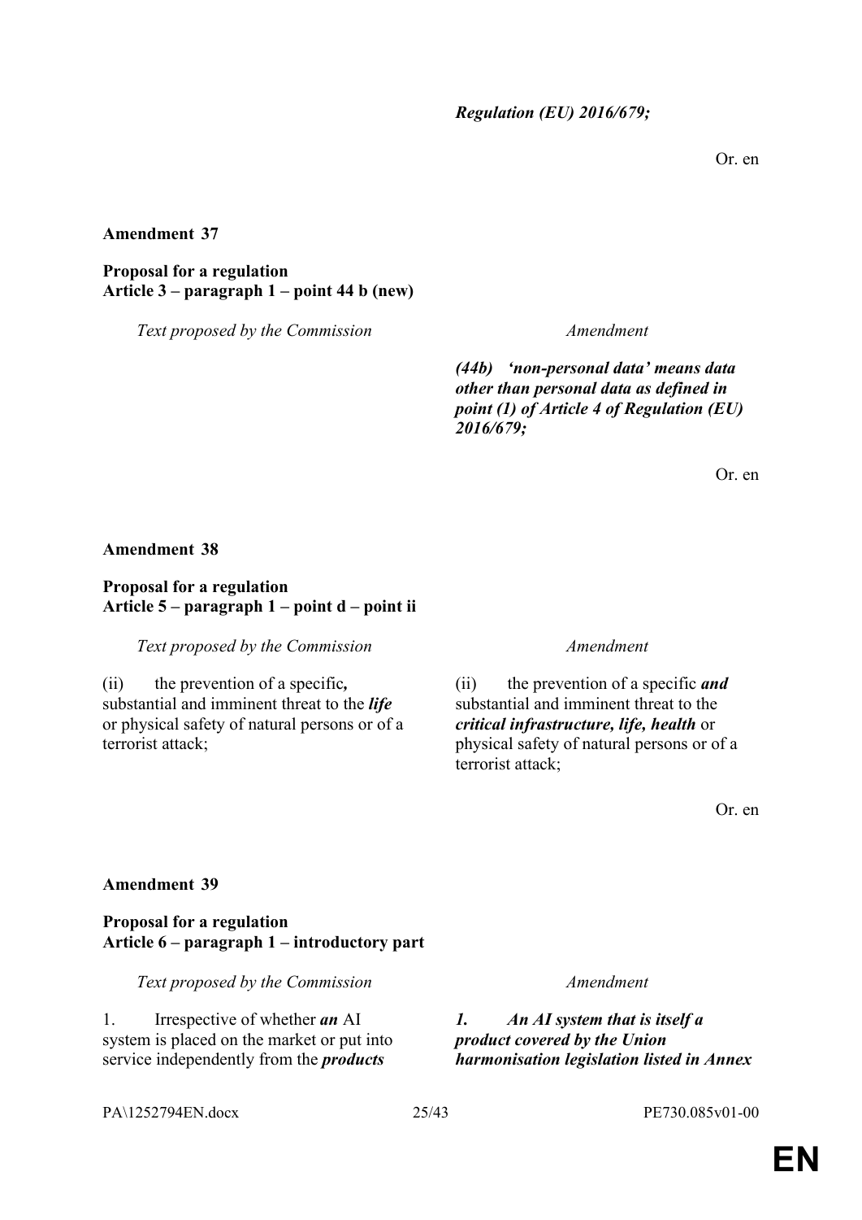*Regulation (EU) 2016/679;*

Or. en

**Amendment 37**

**Proposal for a regulation**
**Article 3 – paragraph 1 – point 44 b (new)**

| *Text proposed by the Commission* | *Amendment* |
|---|---|
| | ***(44b) 'non-personal data' means data other than personal data as defined in point (1) of Article 4 of Regulation (EU) 2016/679;*** |

Or. en

**Amendment 38**

**Proposal for a regulation**
**Article 5 – paragraph 1 – point d – point ii**

| *Text proposed by the Commission* | *Amendment* |
|---|---|
| (ii) the prevention of a specific***,*** substantial and imminent threat to the ***life*** or physical safety of natural persons or of a terrorist attack; | (ii) the prevention of a specific ***and*** substantial and imminent threat to the ***critical infrastructure, life, health*** or physical safety of natural persons or of a terrorist attack; |

Or. en

**Amendment 39**

**Proposal for a regulation**
**Article 6 – paragraph 1 – introductory part**

| *Text proposed by the Commission* | *Amendment* |
|---|---|
| 1. Irrespective of whether ***an*** AI system is placed on the market or put into service independently from the ***products*** | ***1. An AI system that is itself a product covered by the Union harmonisation legislation listed in Annex*** |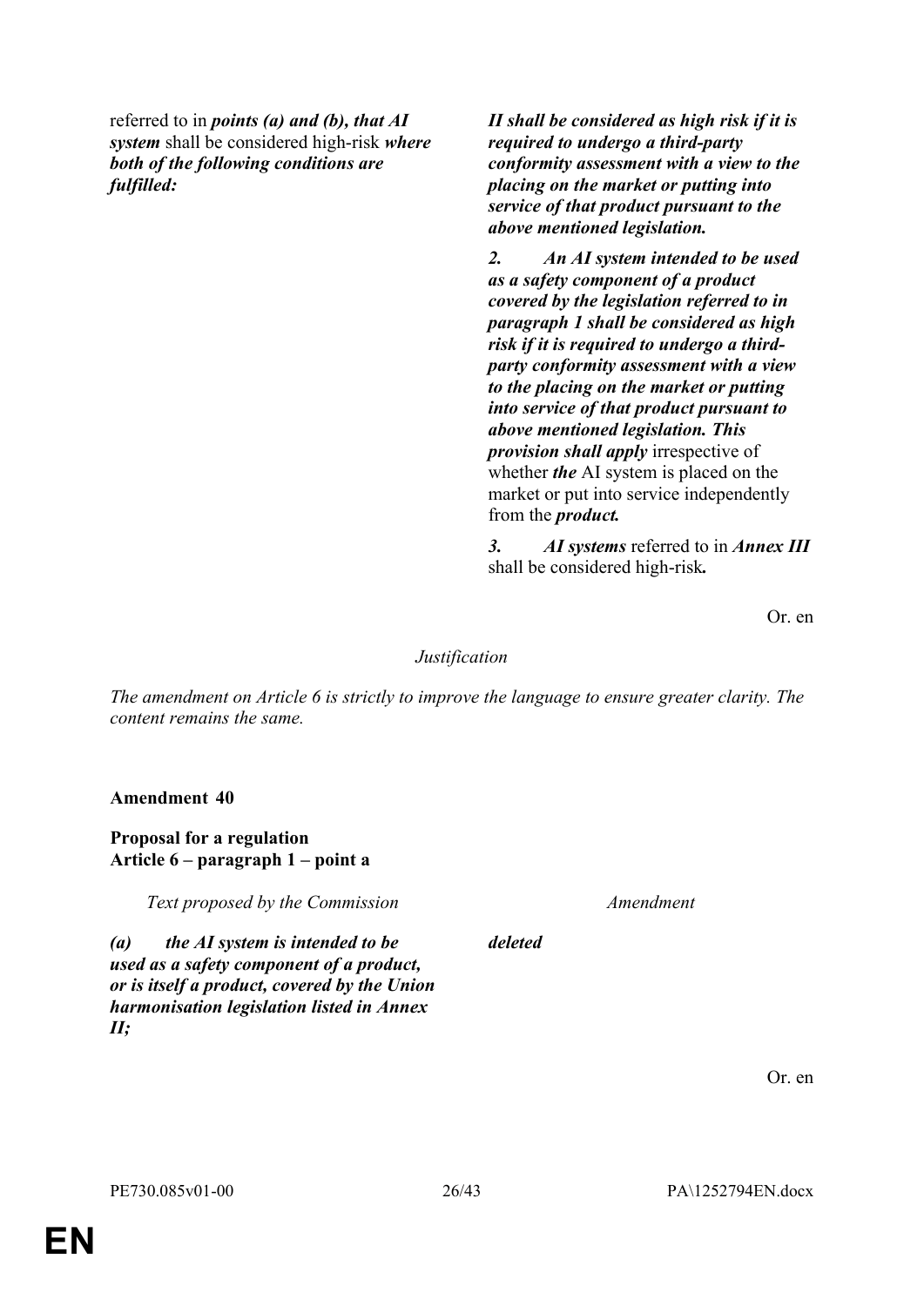| | |
|---|---|
| referred to in ***points (a) and (b), that AI system*** shall be considered high-risk ***where both of the following conditions are fulfilled:*** | ***II shall be considered as high risk if it is required to undergo a third-party conformity assessment with a view to the placing on the market or putting into service of that product pursuant to the above mentioned legislation.*** |
| | ***2. An AI system intended to be used as a safety component of a product covered by the legislation referred to in paragraph 1 shall be considered as high risk if it is required to undergo a third-party conformity assessment with a view to the placing on the market or putting into service of that product pursuant to above mentioned legislation. This provision shall apply*** irrespective of whether ***the*** AI system is placed on the market or put into service independently from the ***product.*** |
| | ***3. AI systems*** referred to in ***Annex III*** shall be considered high-risk***.*** |

Or. en

*Justification*

*The amendment on Article 6 is strictly to improve the language to ensure greater clarity. The content remains the same.*

**Amendment 40**

**Proposal for a regulation**
**Article 6 – paragraph 1 – point a**

| *Text proposed by the Commission* | *Amendment* |
|---|---|
| ***(a) the AI system is intended to be used as a safety component of a product, or is itself a product, covered by the Union harmonisation legislation listed in Annex II;*** | ***deleted*** |

Or. en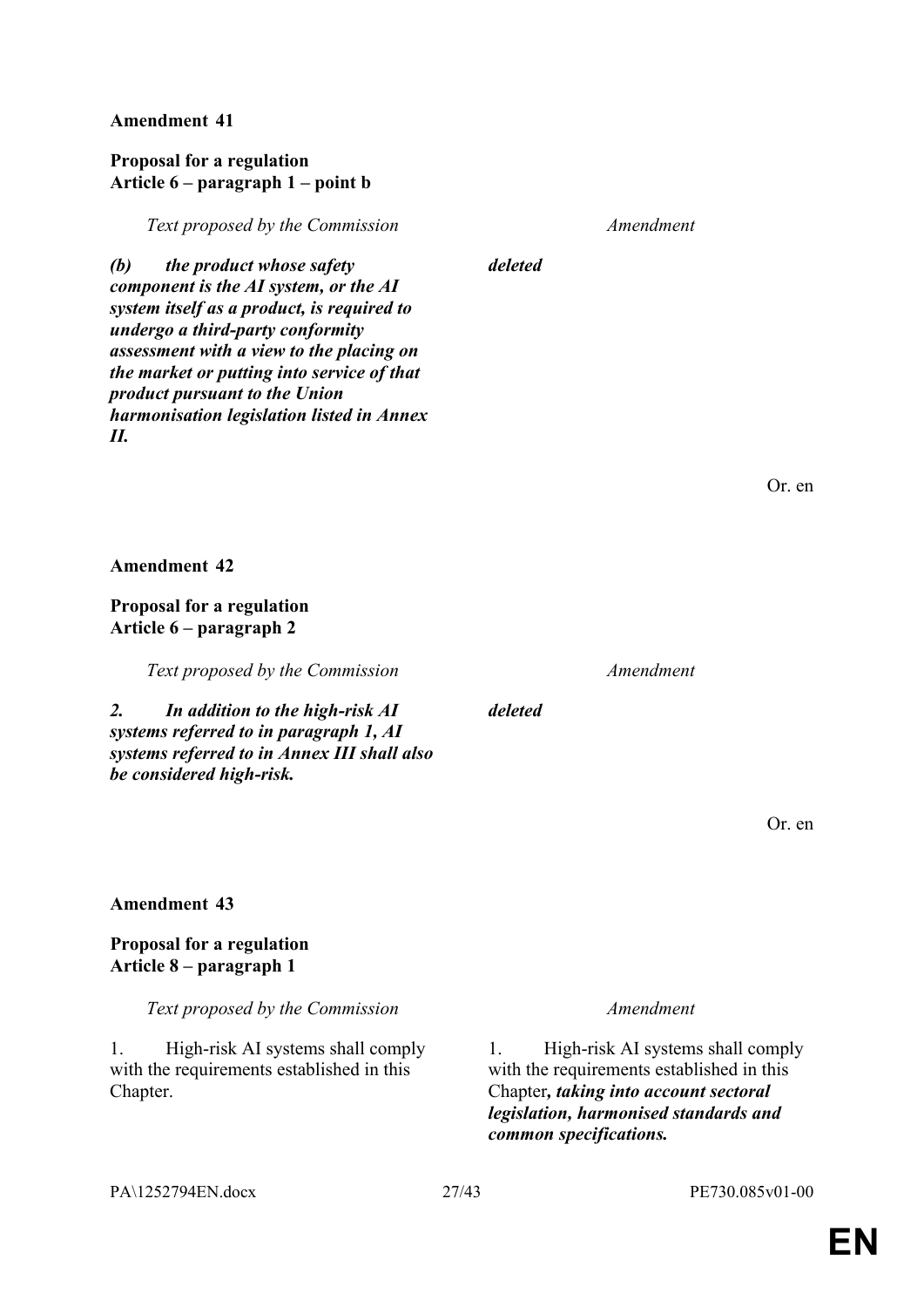**Amendment 41**

**Proposal for a regulation**
**Article 6 – paragraph 1 – point b**

| *Text proposed by the Commission* | *Amendment* |
| --- | --- |
| ***(b) the product whose safety component is the AI system, or the AI system itself as a product, is required to undergo a third-party conformity assessment with a view to the placing on the market or putting into service of that product pursuant to the Union harmonisation legislation listed in Annex II.*** | ***deleted*** |

Or. en

**Amendment 42**

**Proposal for a regulation**
**Article 6 – paragraph 2**

| *Text proposed by the Commission* | *Amendment* |
| --- | --- |
| ***2. In addition to the high-risk AI systems referred to in paragraph 1, AI systems referred to in Annex III shall also be considered high-risk.*** | ***deleted*** |

Or. en

**Amendment 43**

**Proposal for a regulation**
**Article 8 – paragraph 1**

| *Text proposed by the Commission* | *Amendment* |
| --- | --- |
| 1. High-risk AI systems shall comply with the requirements established in this Chapter. | 1. High-risk AI systems shall comply with the requirements established in this Chapter***, taking into account sectoral legislation, harmonised standards and common specifications.*** |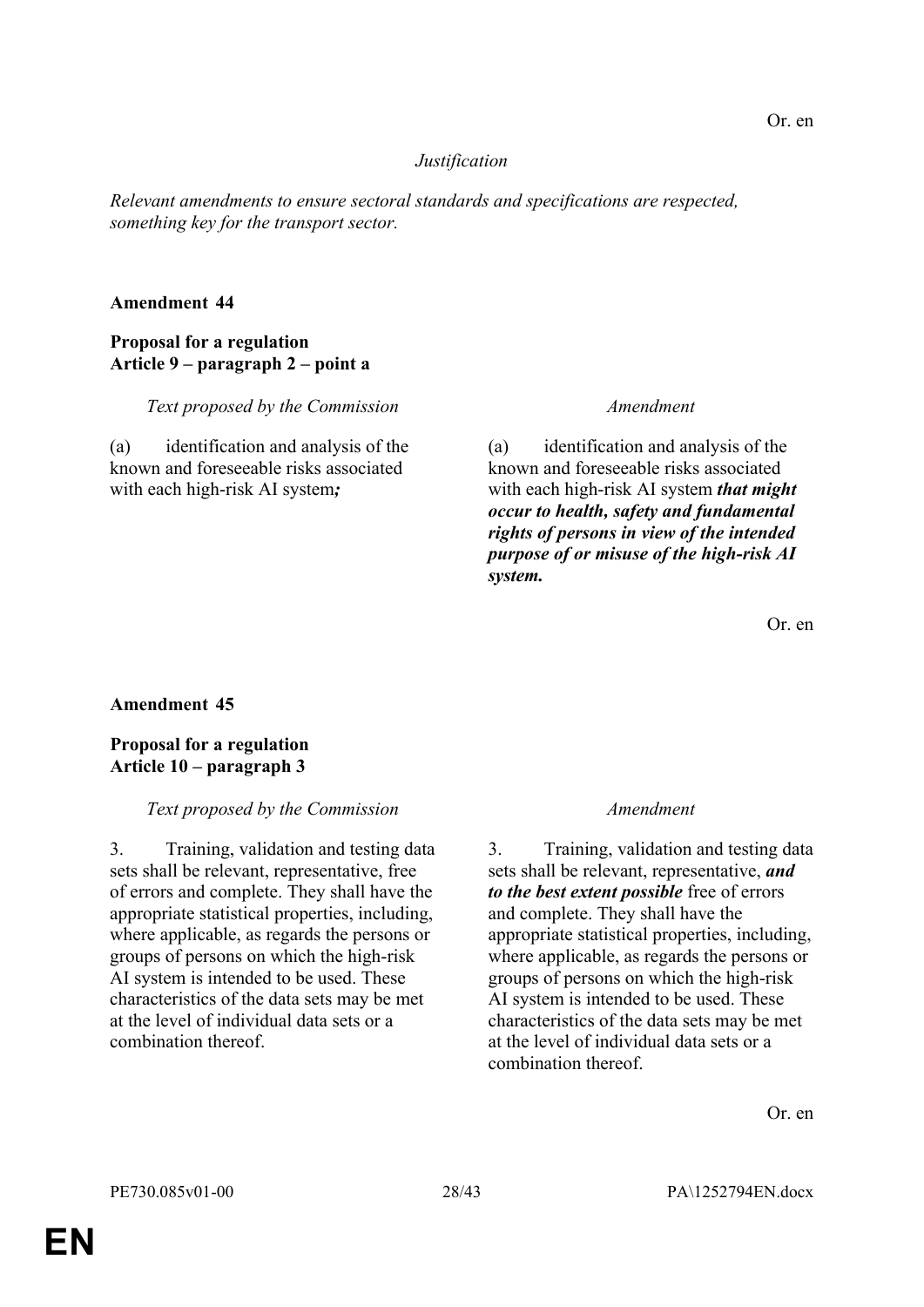Or. en

*Justification*

*Relevant amendments to ensure sectoral standards and specifications are respected, something key for the transport sector.*

**Amendment 44**

**Proposal for a regulation**
**Article 9 – paragraph 2 – point a**

| *Text proposed by the Commission* | *Amendment* |
|---|---|
| (a) identification and analysis of the known and foreseeable risks associated with each high-risk AI system***;*** | (a) identification and analysis of the known and foreseeable risks associated with each high-risk AI system ***that might occur to health, safety and fundamental rights of persons in view of the intended purpose of or misuse of the high-risk AI system.*** |

Or. en

**Amendment 45**

**Proposal for a regulation**
**Article 10 – paragraph 3**

| *Text proposed by the Commission* | *Amendment* |
|---|---|
| 3. Training, validation and testing data sets shall be relevant, representative, free of errors and complete. They shall have the appropriate statistical properties, including, where applicable, as regards the persons or groups of persons on which the high-risk AI system is intended to be used. These characteristics of the data sets may be met at the level of individual data sets or a combination thereof. | 3. Training, validation and testing data sets shall be relevant, representative, ***and to the best extent possible*** free of errors and complete. They shall have the appropriate statistical properties, including, where applicable, as regards the persons or groups of persons on which the high-risk AI system is intended to be used. These characteristics of the data sets may be met at the level of individual data sets or a combination thereof. |

Or. en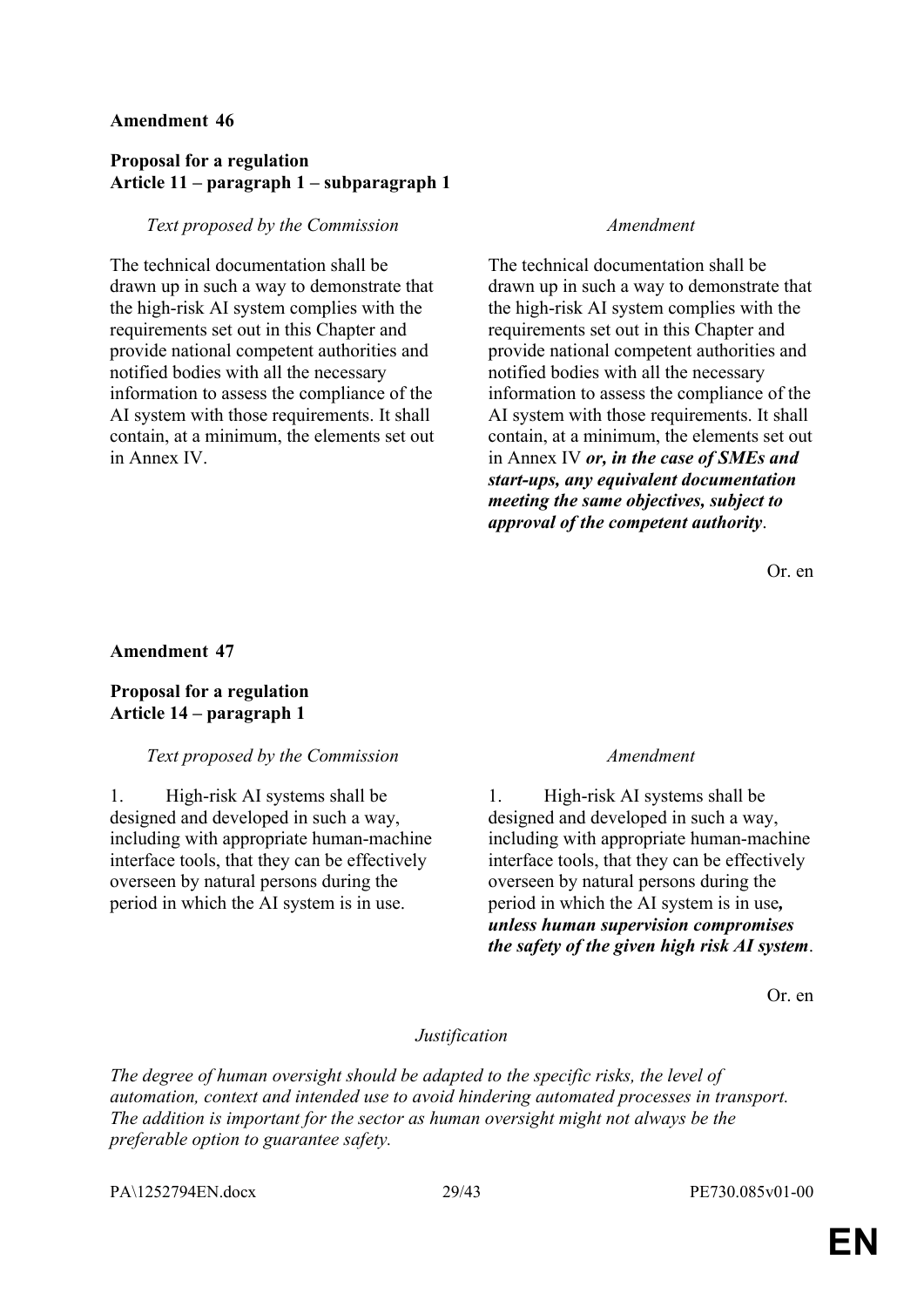**Amendment 46**

**Proposal for a regulation**
**Article 11 – paragraph 1 – subparagraph 1**

| *Text proposed by the Commission* | *Amendment* |
|---|---|
| The technical documentation shall be drawn up in such a way to demonstrate that the high-risk AI system complies with the requirements set out in this Chapter and provide national competent authorities and notified bodies with all the necessary information to assess the compliance of the AI system with those requirements. It shall contain, at a minimum, the elements set out in Annex IV. | The technical documentation shall be drawn up in such a way to demonstrate that the high-risk AI system complies with the requirements set out in this Chapter and provide national competent authorities and notified bodies with all the necessary information to assess the compliance of the AI system with those requirements. It shall contain, at a minimum, the elements set out in Annex IV ***or, in the case of SMEs and start-ups, any equivalent documentation meeting the same objectives, subject to approval of the competent authority***. |

Or. en

**Amendment 47**

**Proposal for a regulation**
**Article 14 – paragraph 1**

| *Text proposed by the Commission* | *Amendment* |
|---|---|
| 1. High-risk AI systems shall be designed and developed in such a way, including with appropriate human-machine interface tools, that they can be effectively overseen by natural persons during the period in which the AI system is in use. | 1. High-risk AI systems shall be designed and developed in such a way, including with appropriate human-machine interface tools, that they can be effectively overseen by natural persons during the period in which the AI system is in use***, unless human supervision compromises the safety of the given high risk AI system***. |

Or. en

*Justification*

*The degree of human oversight should be adapted to the specific risks, the level of automation, context and intended use to avoid hindering automated processes in transport. The addition is important for the sector as human oversight might not always be the preferable option to guarantee safety.*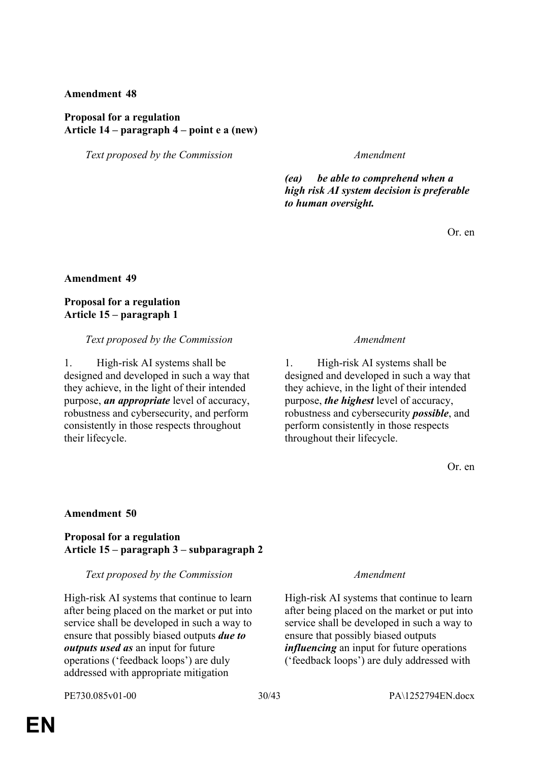**Amendment 48**

**Proposal for a regulation**
**Article 14 – paragraph 4 – point e a (new)**

| *Text proposed by the Commission* | *Amendment* |
| --- | --- |
| | ***(ea) be able to comprehend when a high risk AI system decision is preferable to human oversight.*** |

Or. en

**Amendment 49**

**Proposal for a regulation**
**Article 15 – paragraph 1**

| *Text proposed by the Commission* | *Amendment* |
| --- | --- |
| 1. High-risk AI systems shall be designed and developed in such a way that they achieve, in the light of their intended purpose, ***an appropriate*** level of accuracy, robustness and cybersecurity, and perform consistently in those respects throughout their lifecycle. | 1. High-risk AI systems shall be designed and developed in such a way that they achieve, in the light of their intended purpose, ***the highest*** level of accuracy, robustness and cybersecurity ***possible***, and perform consistently in those respects throughout their lifecycle. |

Or. en

**Amendment 50**

**Proposal for a regulation**
**Article 15 – paragraph 3 – subparagraph 2**

| *Text proposed by the Commission* | *Amendment* |
| --- | --- |
| High-risk AI systems that continue to learn after being placed on the market or put into service shall be developed in such a way to ensure that possibly biased outputs ***due to outputs used as*** an input for future operations ('feedback loops') are duly addressed with appropriate mitigation | High-risk AI systems that continue to learn after being placed on the market or put into service shall be developed in such a way to ensure that possibly biased outputs ***influencing*** an input for future operations ('feedback loops') are duly addressed with |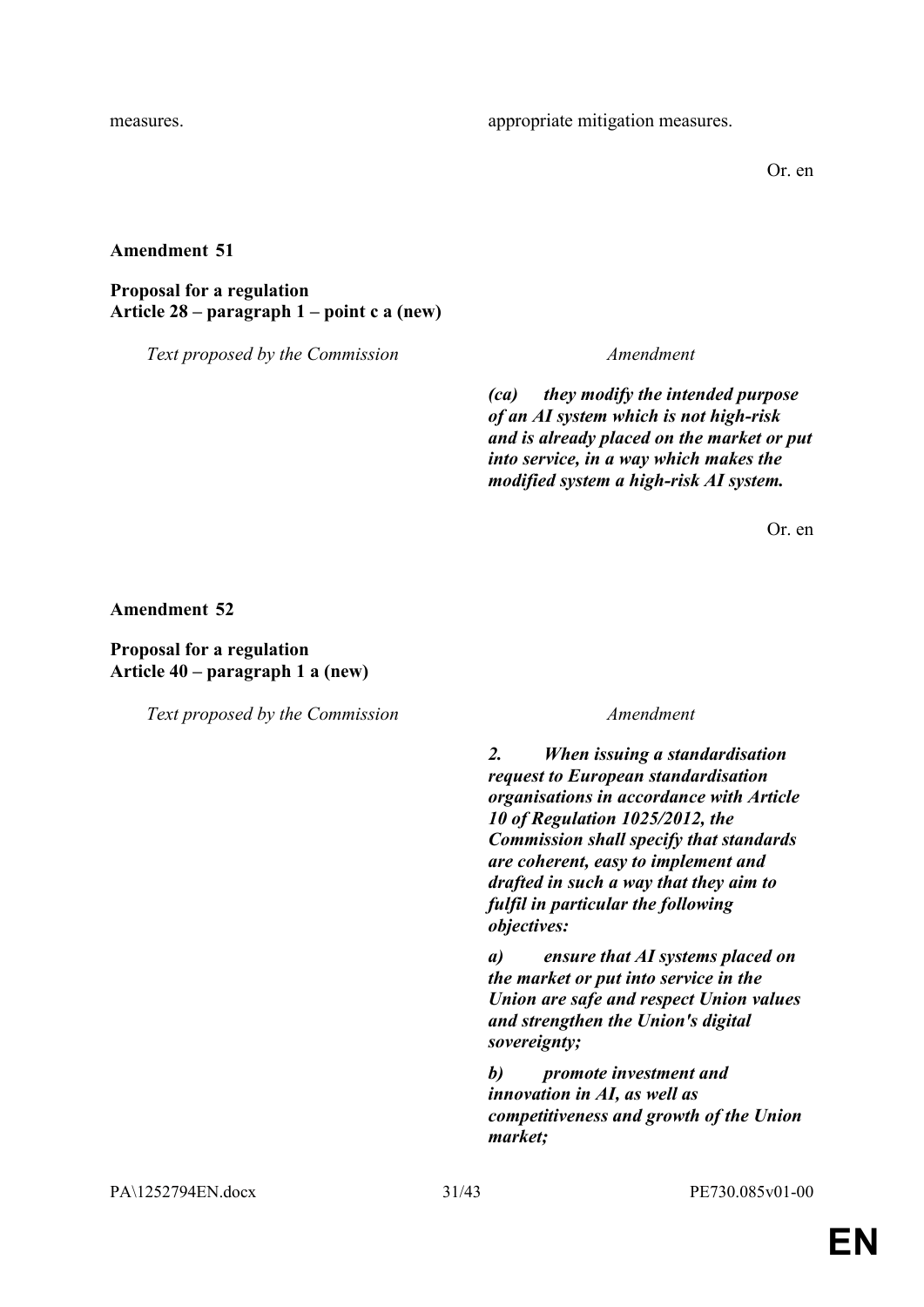| | |
|---|---|
| measures. | appropriate mitigation measures. |

Or. en

**Amendment 51**

**Proposal for a regulation**
**Article 28 – paragraph 1 – point c a (new)**

| *Text proposed by the Commission* | *Amendment* |
|---|---|
| | ***(ca) they modify the intended purpose of an AI system which is not high-risk and is already placed on the market or put into service, in a way which makes the modified system a high-risk AI system.*** |

Or. en

**Amendment 52**

**Proposal for a regulation**
**Article 40 – paragraph 1 a (new)**

| *Text proposed by the Commission* | *Amendment* |
|---|---|
| | ***2. When issuing a standardisation request to European standardisation organisations in accordance with Article 10 of Regulation 1025/2012, the Commission shall specify that standards are coherent, easy to implement and drafted in such a way that they aim to fulfil in particular the following objectives:*** |
| | ***a) ensure that AI systems placed on the market or put into service in the Union are safe and respect Union values and strengthen the Union's digital sovereignty;*** |
| | ***b) promote investment and innovation in AI, as well as competitiveness and growth of the Union market;*** |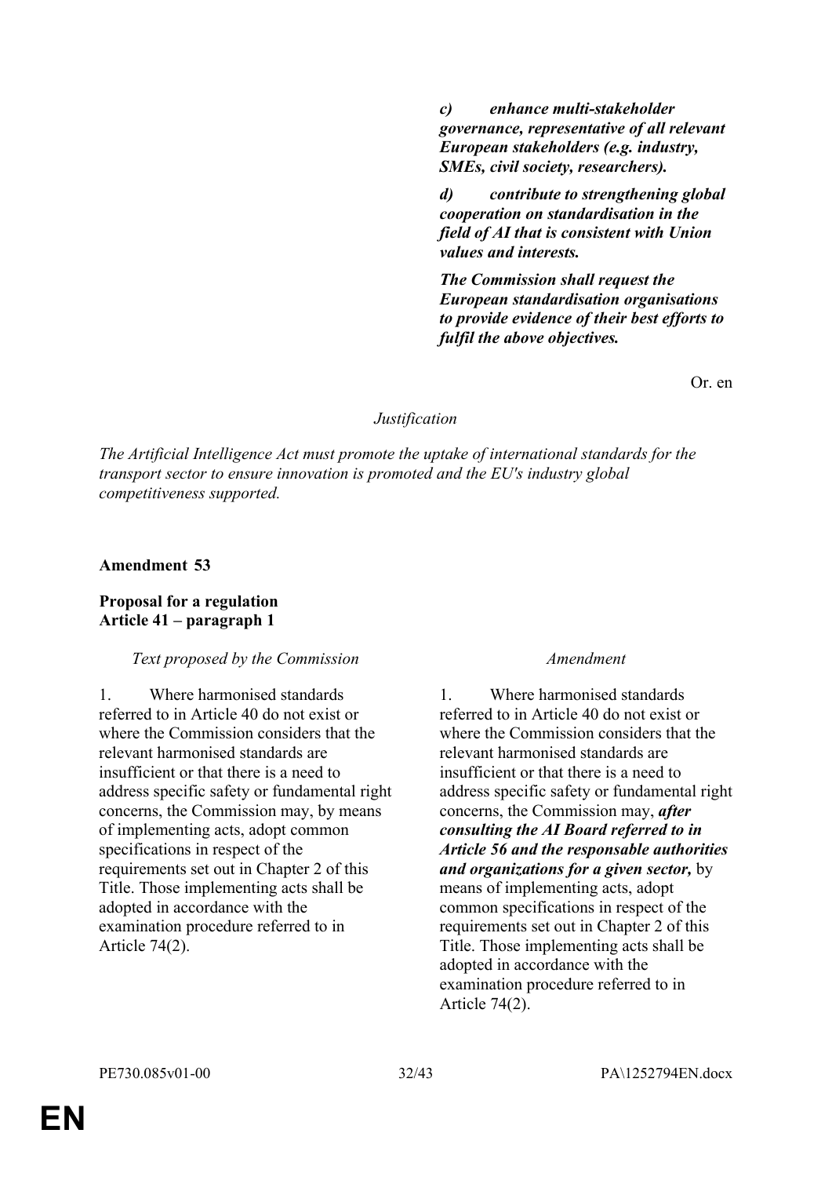| | |
|---|---|
| | ***c) enhance multi-stakeholder governance, representative of all relevant European stakeholders (e.g. industry, SMEs, civil society, researchers).*** |
| | ***d) contribute to strengthening global cooperation on standardisation in the field of AI that is consistent with Union values and interests.*** |
| | ***The Commission shall request the European standardisation organisations to provide evidence of their best efforts to fulfil the above objectives.*** |

Or. en

*Justification*

*The Artificial Intelligence Act must promote the uptake of international standards for the transport sector to ensure innovation is promoted and the EU's industry global competitiveness supported.*

**Amendment 53**

**Proposal for a regulation**
**Article 41 – paragraph 1**

| *Text proposed by the Commission* | *Amendment* |
|---|---|
| 1. Where harmonised standards referred to in Article 40 do not exist or where the Commission considers that the relevant harmonised standards are insufficient or that there is a need to address specific safety or fundamental right concerns, the Commission may, by means of implementing acts, adopt common specifications in respect of the requirements set out in Chapter 2 of this Title. Those implementing acts shall be adopted in accordance with the examination procedure referred to in Article 74(2). | 1. Where harmonised standards referred to in Article 40 do not exist or where the Commission considers that the relevant harmonised standards are insufficient or that there is a need to address specific safety or fundamental right concerns, the Commission may, ***after consulting the AI Board referred to in Article 56 and the responsable authorities and organizations for a given sector,*** by means of implementing acts, adopt common specifications in respect of the requirements set out in Chapter 2 of this Title. Those implementing acts shall be adopted in accordance with the examination procedure referred to in Article 74(2). |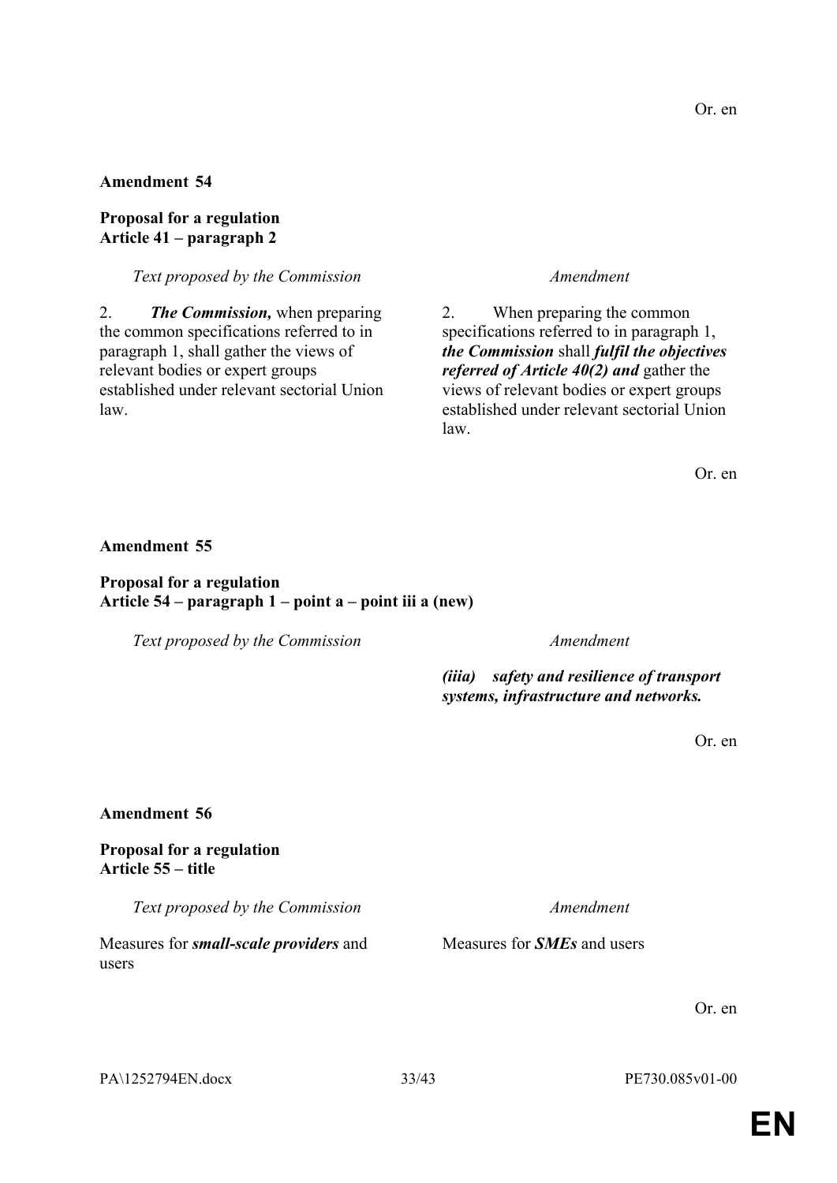Or. en

**Amendment 54**

**Proposal for a regulation**
**Article 41 – paragraph 2**

| *Text proposed by the Commission* | *Amendment* |
| --- | --- |
| 2. ***The Commission,*** when preparing the common specifications referred to in paragraph 1, shall gather the views of relevant bodies or expert groups established under relevant sectorial Union law. | 2. When preparing the common specifications referred to in paragraph 1, ***the Commission*** shall ***fulfil the objectives referred of Article 40(2) and*** gather the views of relevant bodies or expert groups established under relevant sectorial Union law. |

Or. en

**Amendment 55**

**Proposal for a regulation**
**Article 54 – paragraph 1 – point a – point iii a (new)**

| *Text proposed by the Commission* | *Amendment* |
| --- | --- |
| | ***(iiia) safety and resilience of transport systems, infrastructure and networks.*** |

Or. en

**Amendment 56**

**Proposal for a regulation**
**Article 55 – title**

| *Text proposed by the Commission* | *Amendment* |
| --- | --- |
| Measures for ***small-scale providers*** and users | Measures for ***SMEs*** and users |

Or. en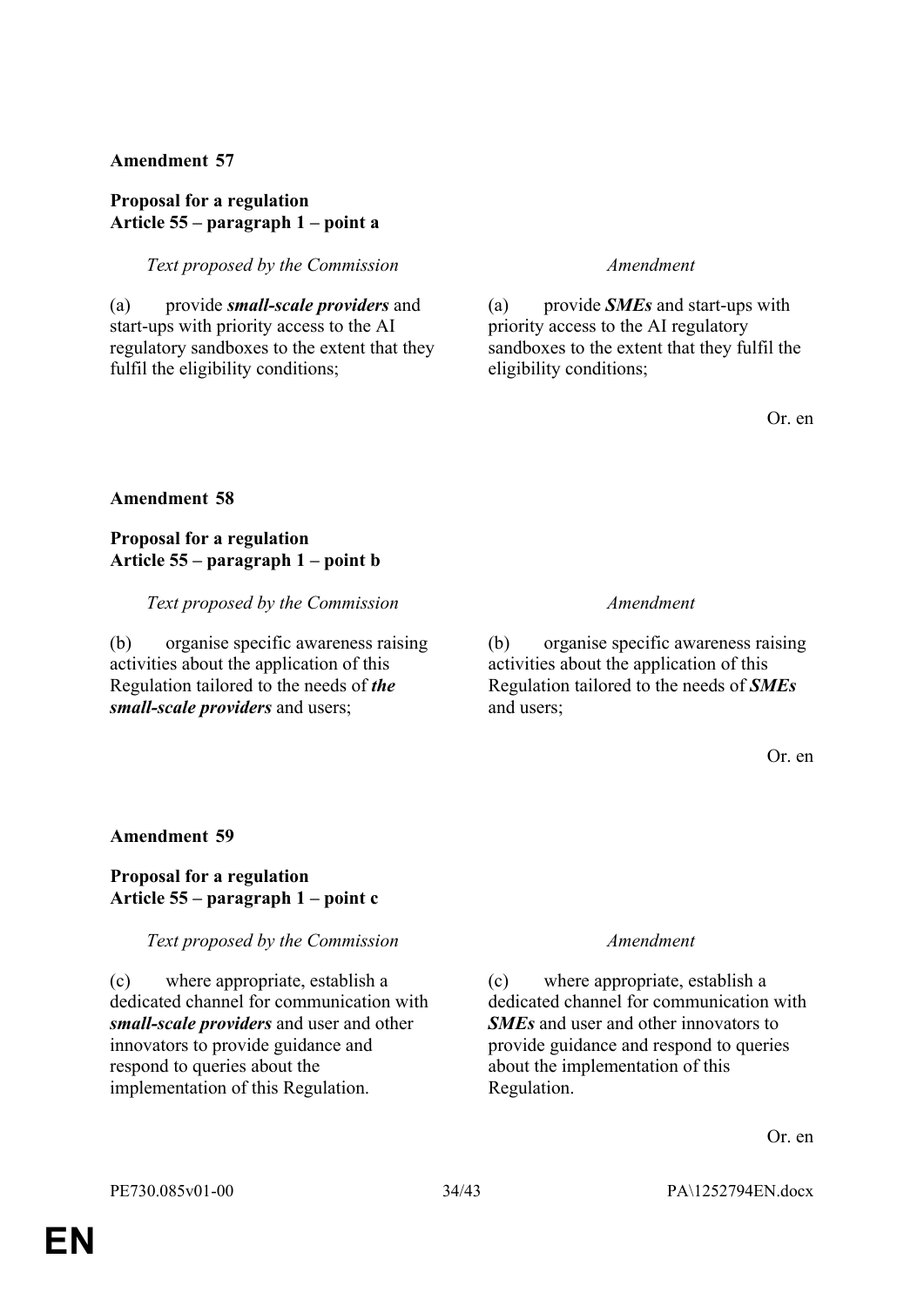**Amendment 57**

**Proposal for a regulation**
**Article 55 – paragraph 1 – point a**

| *Text proposed by the Commission* | *Amendment* |
|---|---|
| (a) provide ***small-scale providers*** and start-ups with priority access to the AI regulatory sandboxes to the extent that they fulfil the eligibility conditions; | (a) provide ***SMEs*** and start-ups with priority access to the AI regulatory sandboxes to the extent that they fulfil the eligibility conditions; |

Or. en

**Amendment 58**

**Proposal for a regulation**
**Article 55 – paragraph 1 – point b**

| *Text proposed by the Commission* | *Amendment* |
|---|---|
| (b) organise specific awareness raising activities about the application of this Regulation tailored to the needs of ***the small-scale providers*** and users; | (b) organise specific awareness raising activities about the application of this Regulation tailored to the needs of ***SMEs*** and users; |

Or. en

**Amendment 59**

**Proposal for a regulation**
**Article 55 – paragraph 1 – point c**

| *Text proposed by the Commission* | *Amendment* |
|---|---|
| (c) where appropriate, establish a dedicated channel for communication with ***small-scale providers*** and user and other innovators to provide guidance and respond to queries about the implementation of this Regulation. | (c) where appropriate, establish a dedicated channel for communication with ***SMEs*** and user and other innovators to provide guidance and respond to queries about the implementation of this Regulation. |

Or. en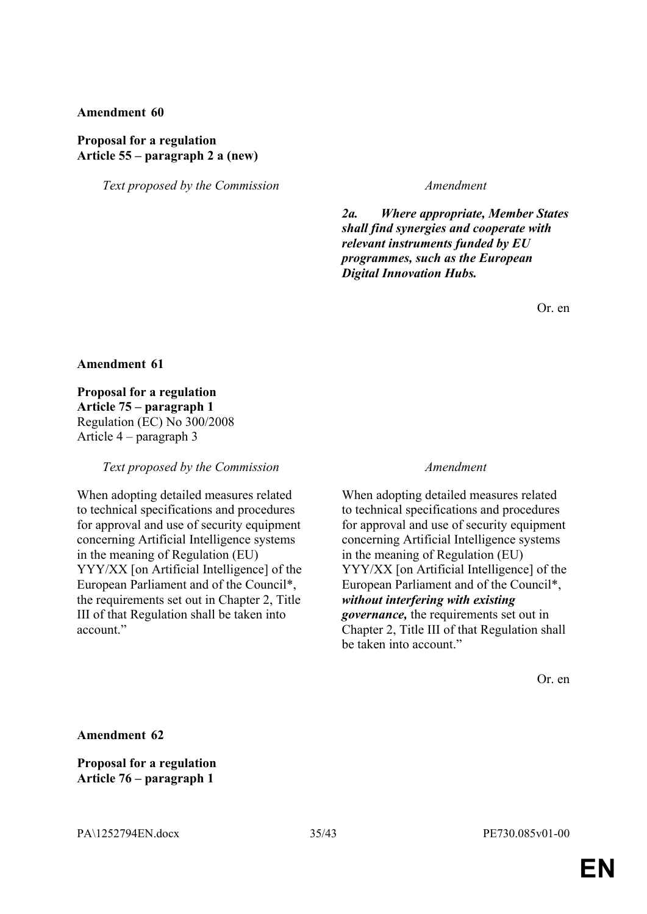**Amendment 60**

**Proposal for a regulation**
**Article 55 – paragraph 2 a (new)**

| *Text proposed by the Commission* | *Amendment* |
|---|---|
| | ***2a. Where appropriate, Member States shall find synergies and cooperate with relevant instruments funded by EU programmes, such as the European Digital Innovation Hubs.*** |

Or. en

**Amendment 61**

**Proposal for a regulation**
**Article 75 – paragraph 1**
Regulation (EC) No 300/2008
Article 4 – paragraph 3

| *Text proposed by the Commission* | *Amendment* |
|---|---|
| When adopting detailed measures related to technical specifications and procedures for approval and use of security equipment concerning Artificial Intelligence systems in the meaning of Regulation (EU) YYY/XX [on Artificial Intelligence] of the European Parliament and of the Council*, the requirements set out in Chapter 2, Title III of that Regulation shall be taken into account." | When adopting detailed measures related to technical specifications and procedures for approval and use of security equipment concerning Artificial Intelligence systems in the meaning of Regulation (EU) YYY/XX [on Artificial Intelligence] of the European Parliament and of the Council*, ***without interfering with existing governance,*** the requirements set out in Chapter 2, Title III of that Regulation shall be taken into account." |

Or. en

**Amendment 62**

**Proposal for a regulation**
**Article 76 – paragraph 1**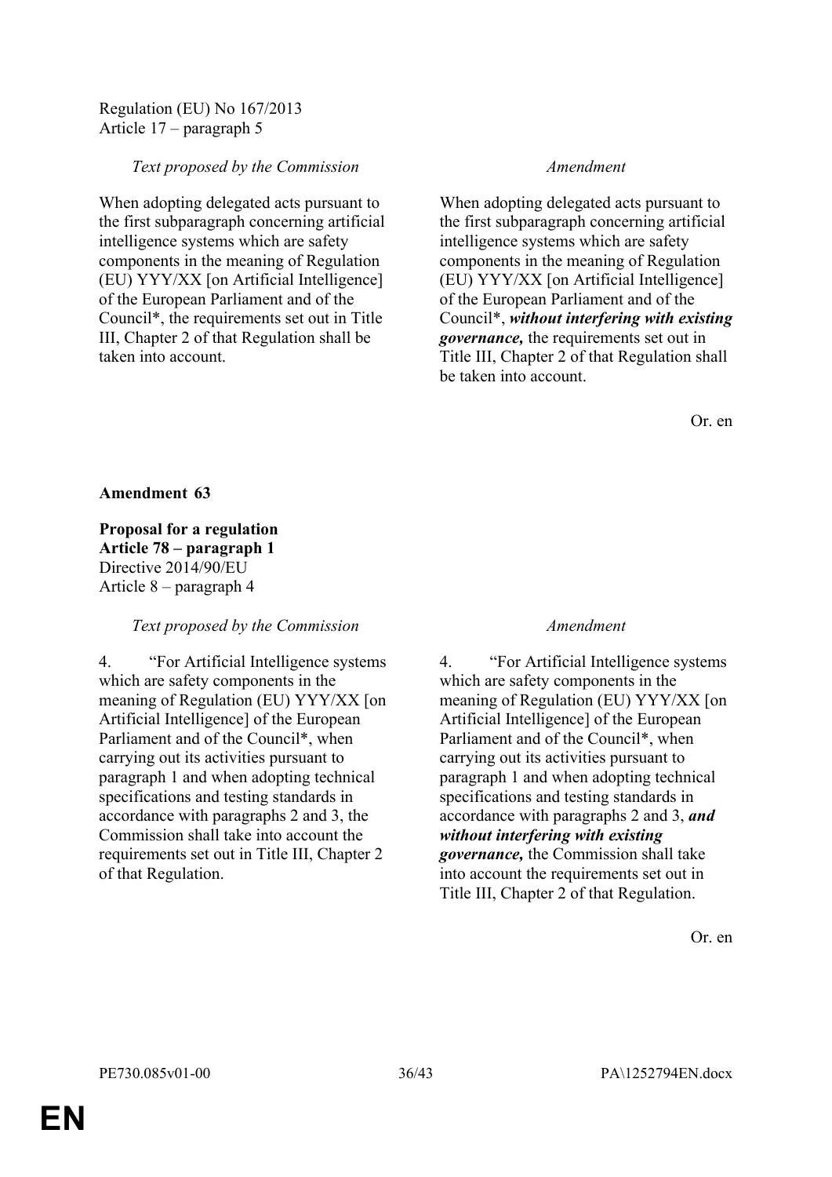Regulation (EU) No 167/2013
Article 17 – paragraph 5

| *Text proposed by the Commission* | *Amendment* |
|---|---|
| When adopting delegated acts pursuant to the first subparagraph concerning artificial intelligence systems which are safety components in the meaning of Regulation (EU) YYY/XX [on Artificial Intelligence] of the European Parliament and of the Council*, the requirements set out in Title III, Chapter 2 of that Regulation shall be taken into account. | When adopting delegated acts pursuant to the first subparagraph concerning artificial intelligence systems which are safety components in the meaning of Regulation (EU) YYY/XX [on Artificial Intelligence] of the European Parliament and of the Council*, ***without interfering with existing governance,*** the requirements set out in Title III, Chapter 2 of that Regulation shall be taken into account. |

Or. en

**Amendment 63**

**Proposal for a regulation**
**Article 78 – paragraph 1**
Directive 2014/90/EU
Article 8 – paragraph 4

| *Text proposed by the Commission* | *Amendment* |
|---|---|
| 4. "For Artificial Intelligence systems which are safety components in the meaning of Regulation (EU) YYY/XX [on Artificial Intelligence] of the European Parliament and of the Council*, when carrying out its activities pursuant to paragraph 1 and when adopting technical specifications and testing standards in accordance with paragraphs 2 and 3, the Commission shall take into account the requirements set out in Title III, Chapter 2 of that Regulation. | 4. "For Artificial Intelligence systems which are safety components in the meaning of Regulation (EU) YYY/XX [on Artificial Intelligence] of the European Parliament and of the Council*, when carrying out its activities pursuant to paragraph 1 and when adopting technical specifications and testing standards in accordance with paragraphs 2 and 3, ***and without interfering with existing governance,*** the Commission shall take into account the requirements set out in Title III, Chapter 2 of that Regulation. |

Or. en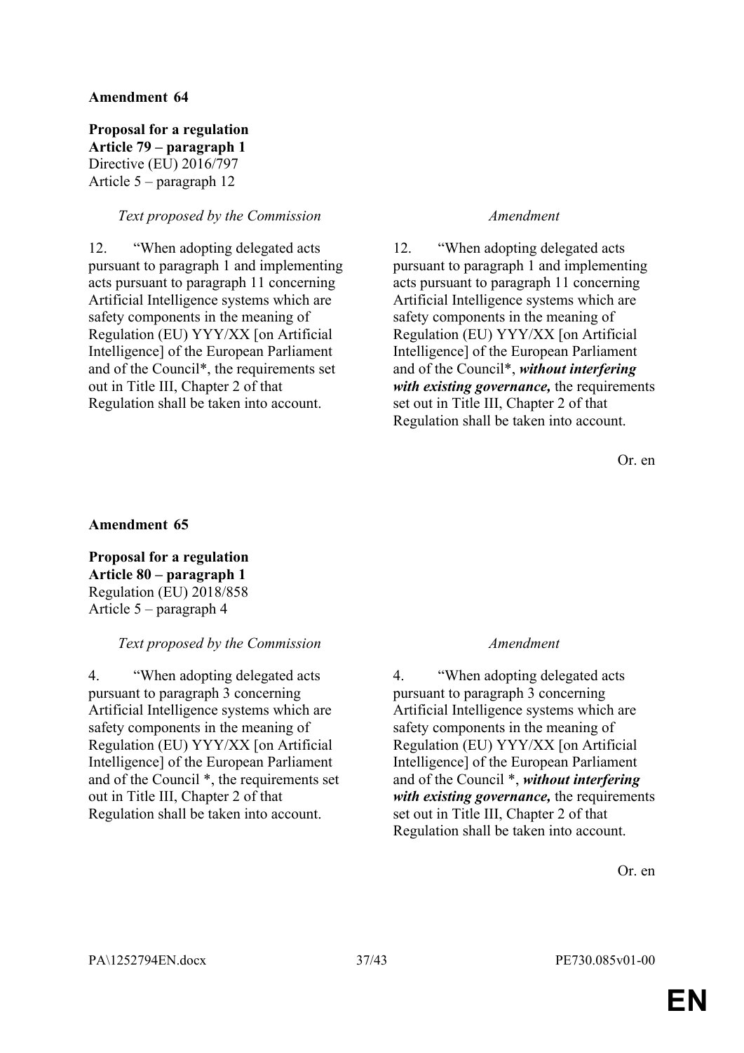**Amendment 64**

**Proposal for a regulation**
**Article 79 – paragraph 1**
Directive (EU) 2016/797
Article 5 – paragraph 12

| *Text proposed by the Commission* | *Amendment* |
|---|---|
| 12. "When adopting delegated acts pursuant to paragraph 1 and implementing acts pursuant to paragraph 11 concerning Artificial Intelligence systems which are safety components in the meaning of Regulation (EU) YYY/XX [on Artificial Intelligence] of the European Parliament and of the Council*, the requirements set out in Title III, Chapter 2 of that Regulation shall be taken into account. | 12. "When adopting delegated acts pursuant to paragraph 1 and implementing acts pursuant to paragraph 11 concerning Artificial Intelligence systems which are safety components in the meaning of Regulation (EU) YYY/XX [on Artificial Intelligence] of the European Parliament and of the Council*, ***without interfering with existing governance,*** the requirements set out in Title III, Chapter 2 of that Regulation shall be taken into account. |

Or. en

**Amendment 65**

**Proposal for a regulation**
**Article 80 – paragraph 1**
Regulation (EU) 2018/858
Article 5 – paragraph 4

| *Text proposed by the Commission* | *Amendment* |
|---|---|
| 4. "When adopting delegated acts pursuant to paragraph 3 concerning Artificial Intelligence systems which are safety components in the meaning of Regulation (EU) YYY/XX [on Artificial Intelligence] of the European Parliament and of the Council *, the requirements set out in Title III, Chapter 2 of that Regulation shall be taken into account. | 4. "When adopting delegated acts pursuant to paragraph 3 concerning Artificial Intelligence systems which are safety components in the meaning of Regulation (EU) YYY/XX [on Artificial Intelligence] of the European Parliament and of the Council *, ***without interfering with existing governance,*** the requirements set out in Title III, Chapter 2 of that Regulation shall be taken into account. |

Or. en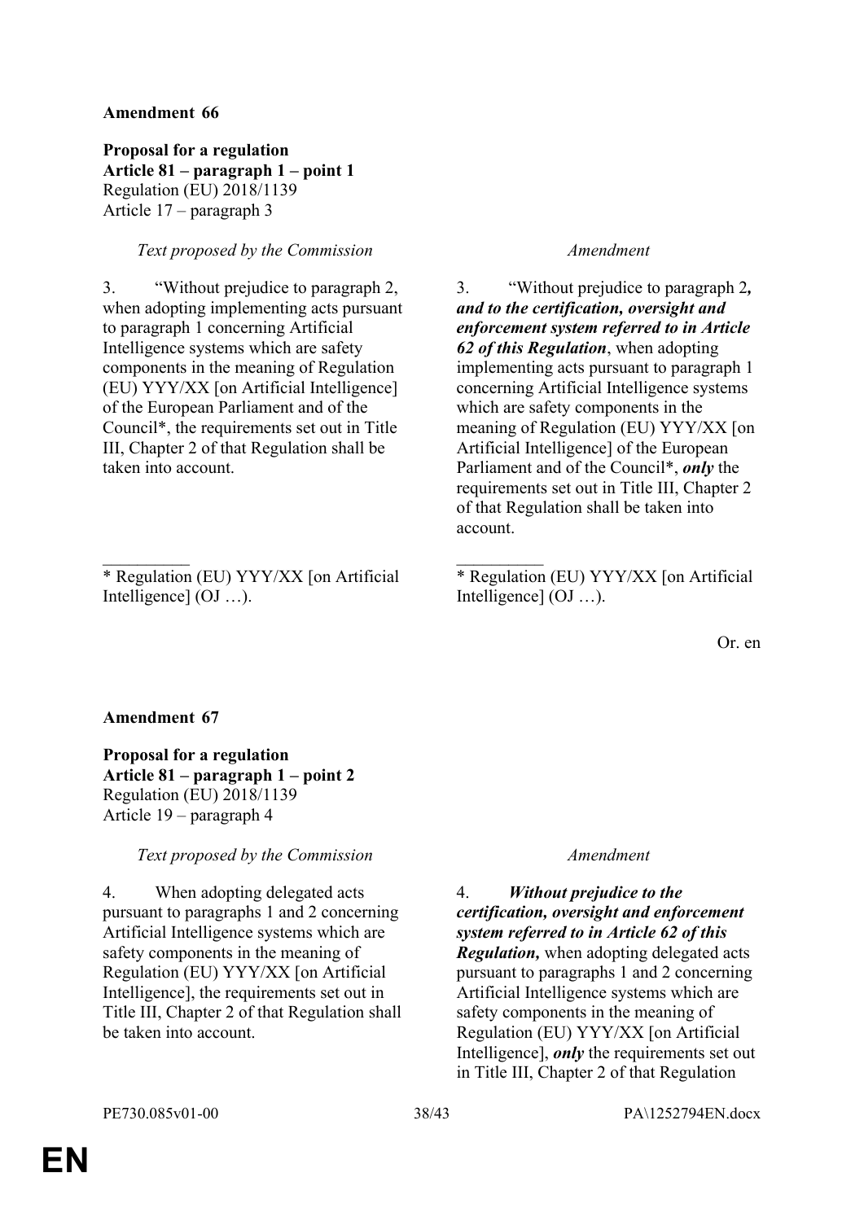**Amendment 66**

**Proposal for a regulation**
**Article 81 – paragraph 1 – point 1**
Regulation (EU) 2018/1139
Article 17 – paragraph 3

| *Text proposed by the Commission* | *Amendment* |
|---|---|
| 3. “Without prejudice to paragraph 2, when adopting implementing acts pursuant to paragraph 1 concerning Artificial Intelligence systems which are safety components in the meaning of Regulation (EU) YYY/XX [on Artificial Intelligence] of the European Parliament and of the Council*, the requirements set out in Title III, Chapter 2 of that Regulation shall be taken into account. | 3. “Without prejudice to paragraph 2***, and to the certification, oversight and enforcement system referred to in Article 62 of this Regulation***, when adopting implementing acts pursuant to paragraph 1 concerning Artificial Intelligence systems which are safety components in the meaning of Regulation (EU) YYY/XX [on Artificial Intelligence] of the European Parliament and of the Council*, ***only*** the requirements set out in Title III, Chapter 2 of that Regulation shall be taken into account. |
| __________ | __________ |
| * Regulation (EU) YYY/XX [on Artificial Intelligence] (OJ …). | * Regulation (EU) YYY/XX [on Artificial Intelligence] (OJ …). |

Or. en

**Amendment 67**

**Proposal for a regulation**
**Article 81 – paragraph 1 – point 2**
Regulation (EU) 2018/1139
Article 19 – paragraph 4

| *Text proposed by the Commission* | *Amendment* |
|---|---|
| 4. When adopting delegated acts pursuant to paragraphs 1 and 2 concerning Artificial Intelligence systems which are safety components in the meaning of Regulation (EU) YYY/XX [on Artificial Intelligence], the requirements set out in Title III, Chapter 2 of that Regulation shall be taken into account. | 4. ***Without prejudice to the certification, oversight and enforcement system referred to in Article 62 of this Regulation,*** when adopting delegated acts pursuant to paragraphs 1 and 2 concerning Artificial Intelligence systems which are safety components in the meaning of Regulation (EU) YYY/XX [on Artificial Intelligence], ***only*** the requirements set out in Title III, Chapter 2 of that Regulation |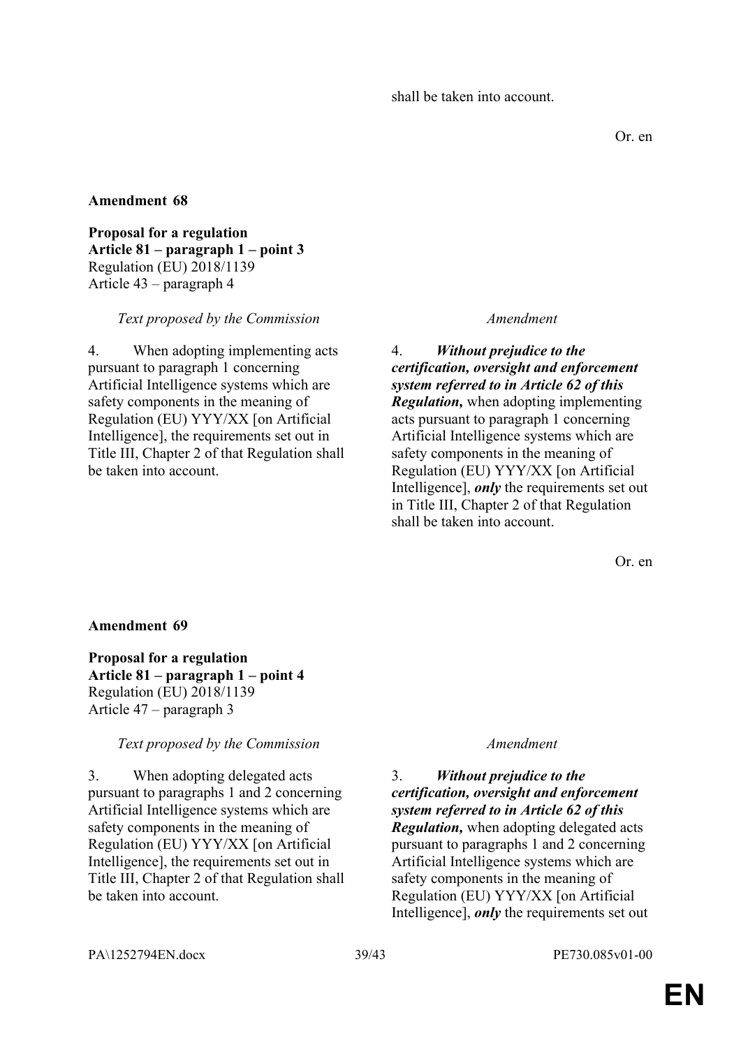shall be taken into account.

Or. en

**Amendment 68**

**Proposal for a regulation**
**Article 81 – paragraph 1 – point 3**
Regulation (EU) 2018/1139
Article 43 – paragraph 4

| *Text proposed by the Commission* | *Amendment* |
|---|---|
| 4. When adopting implementing acts pursuant to paragraph 1 concerning Artificial Intelligence systems which are safety components in the meaning of Regulation (EU) YYY/XX [on Artificial Intelligence], the requirements set out in Title III, Chapter 2 of that Regulation shall be taken into account. | 4. ***Without prejudice to the certification, oversight and enforcement system referred to in Article 62 of this Regulation,*** when adopting implementing acts pursuant to paragraph 1 concerning Artificial Intelligence systems which are safety components in the meaning of Regulation (EU) YYY/XX [on Artificial Intelligence], ***only*** the requirements set out in Title III, Chapter 2 of that Regulation shall be taken into account. |

Or. en

**Amendment 69**

**Proposal for a regulation**
**Article 81 – paragraph 1 – point 4**
Regulation (EU) 2018/1139
Article 47 – paragraph 3

| *Text proposed by the Commission* | *Amendment* |
|---|---|
| 3. When adopting delegated acts pursuant to paragraphs 1 and 2 concerning Artificial Intelligence systems which are safety components in the meaning of Regulation (EU) YYY/XX [on Artificial Intelligence], the requirements set out in Title III, Chapter 2 of that Regulation shall be taken into account. | 3. ***Without prejudice to the certification, oversight and enforcement system referred to in Article 62 of this Regulation,*** when adopting delegated acts pursuant to paragraphs 1 and 2 concerning Artificial Intelligence systems which are safety components in the meaning of Regulation (EU) YYY/XX [on Artificial Intelligence], ***only*** the requirements set out |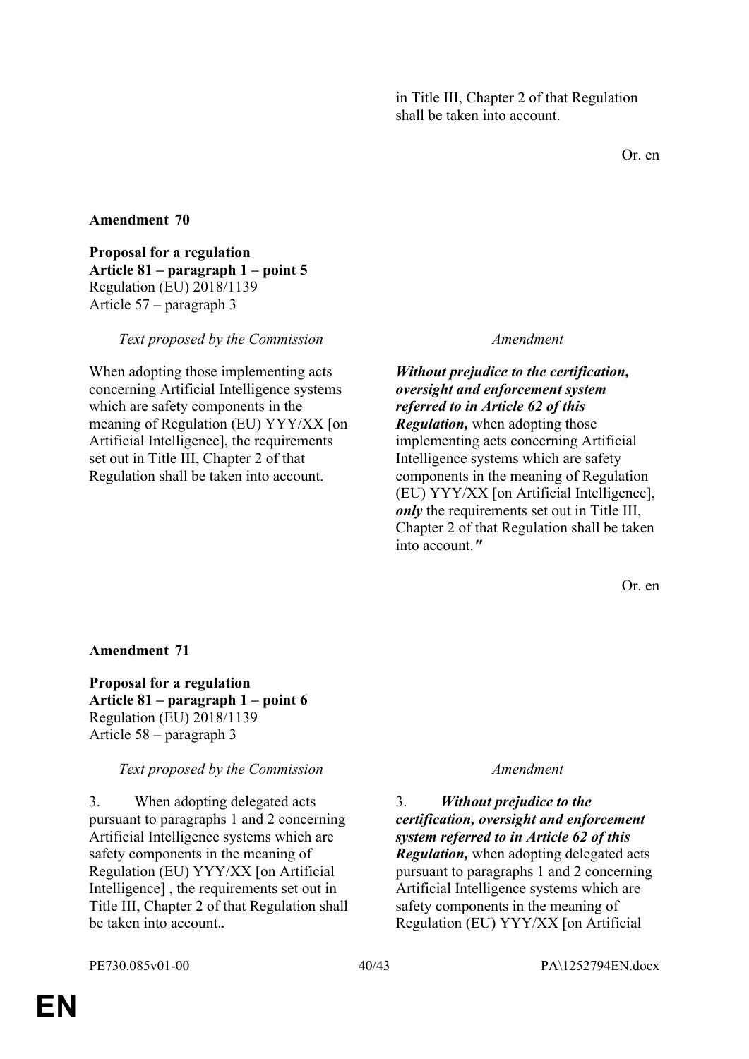in Title III, Chapter 2 of that Regulation shall be taken into account.

Or. en

**Amendment 70**

**Proposal for a regulation**
**Article 81 – paragraph 1 – point 5**
Regulation (EU) 2018/1139
Article 57 – paragraph 3

| *Text proposed by the Commission* | *Amendment* |
| --- | --- |
| When adopting those implementing acts concerning Artificial Intelligence systems which are safety components in the meaning of Regulation (EU) YYY/XX [on Artificial Intelligence], the requirements set out in Title III, Chapter 2 of that Regulation shall be taken into account. | ***Without prejudice to the certification, oversight and enforcement system referred to in Article 62 of this Regulation,*** when adopting those implementing acts concerning Artificial Intelligence systems which are safety components in the meaning of Regulation (EU) YYY/XX [on Artificial Intelligence], ***only*** the requirements set out in Title III, Chapter 2 of that Regulation shall be taken into account.***"*** |

Or. en

**Amendment 71**

**Proposal for a regulation**
**Article 81 – paragraph 1 – point 6**
Regulation (EU) 2018/1139
Article 58 – paragraph 3

| *Text proposed by the Commission* | *Amendment* |
| --- | --- |
| 3. When adopting delegated acts pursuant to paragraphs 1 and 2 concerning Artificial Intelligence systems which are safety components in the meaning of Regulation (EU) YYY/XX [on Artificial Intelligence] , the requirements set out in Title III, Chapter 2 of that Regulation shall be taken into account**.**. | 3. ***Without prejudice to the certification, oversight and enforcement system referred to in Article 62 of this Regulation,*** when adopting delegated acts pursuant to paragraphs 1 and 2 concerning Artificial Intelligence systems which are safety components in the meaning of Regulation (EU) YYY/XX [on Artificial |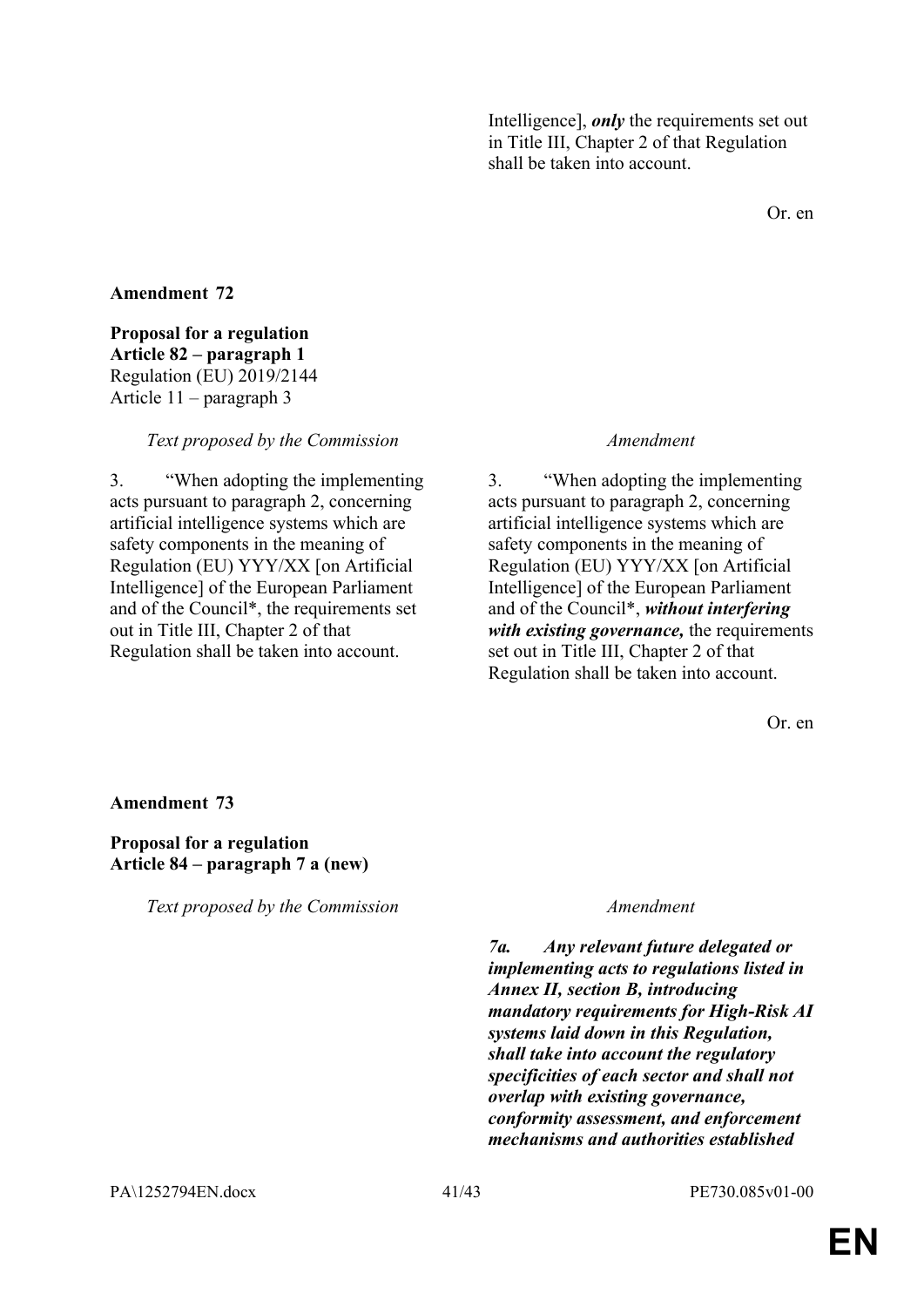| | |
|---|---|
| | Intelligence], ***only*** the requirements set out in Title III, Chapter 2 of that Regulation shall be taken into account. |

Or. en

**Amendment 72**

**Proposal for a regulation**
**Article 82 – paragraph 1**
Regulation (EU) 2019/2144
Article 11 – paragraph 3

| *Text proposed by the Commission* | *Amendment* |
|---|---|
| 3. “When adopting the implementing acts pursuant to paragraph 2, concerning artificial intelligence systems which are safety components in the meaning of Regulation (EU) YYY/XX [on Artificial Intelligence] of the European Parliament and of the Council*, the requirements set out in Title III, Chapter 2 of that Regulation shall be taken into account. | 3. “When adopting the implementing acts pursuant to paragraph 2, concerning artificial intelligence systems which are safety components in the meaning of Regulation (EU) YYY/XX [on Artificial Intelligence] of the European Parliament and of the Council*, ***without interfering with existing governance,*** the requirements set out in Title III, Chapter 2 of that Regulation shall be taken into account. |

Or. en

**Amendment 73**

**Proposal for a regulation**
**Article 84 – paragraph 7 a (new)**

| *Text proposed by the Commission* | *Amendment* |
|---|---|
| | ***7a. Any relevant future delegated or implementing acts to regulations listed in Annex II, section B, introducing mandatory requirements for High-Risk AI systems laid down in this Regulation, shall take into account the regulatory specificities of each sector and shall not overlap with existing governance, conformity assessment, and enforcement mechanisms and authorities established*** |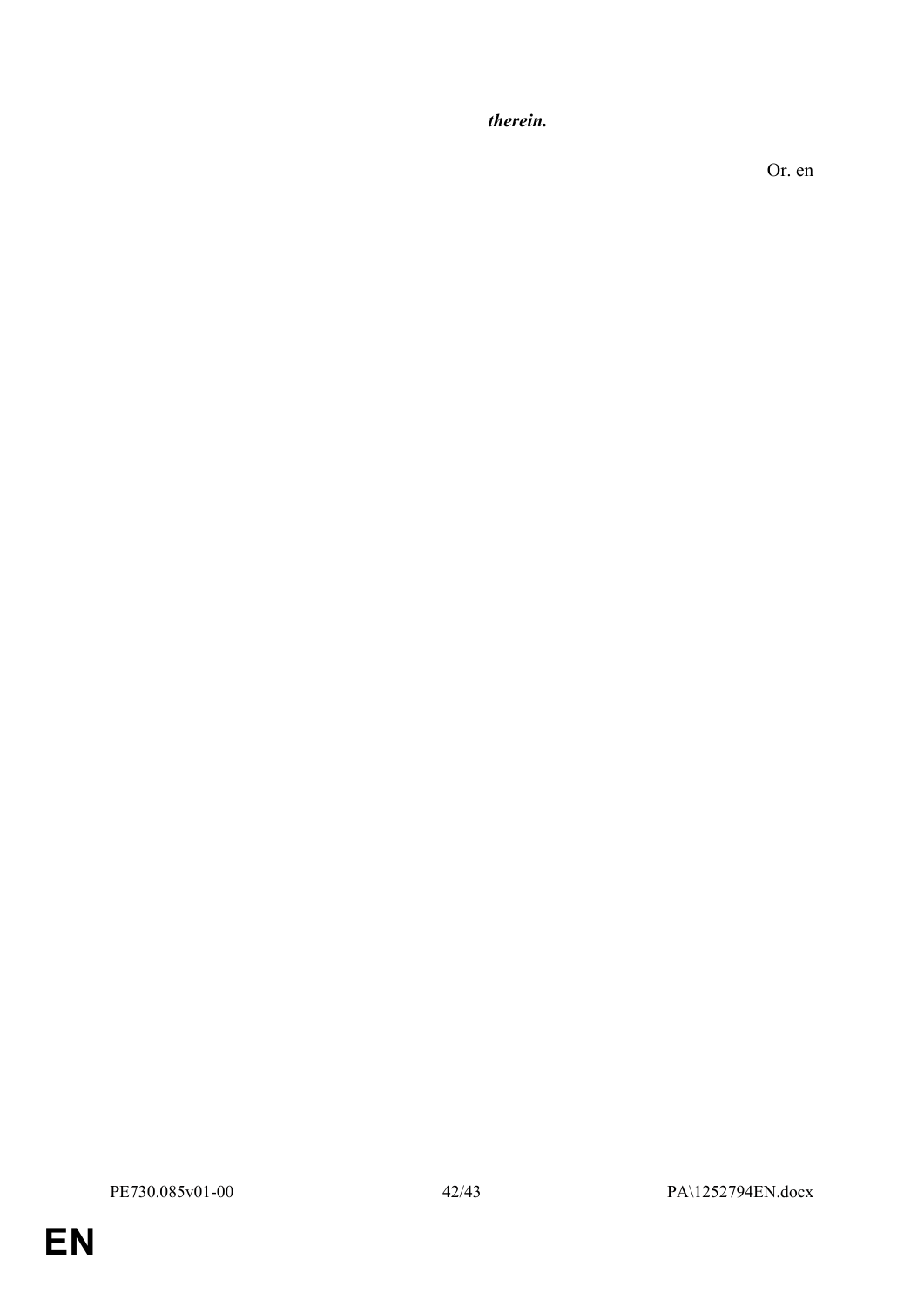***therein.***

Or. en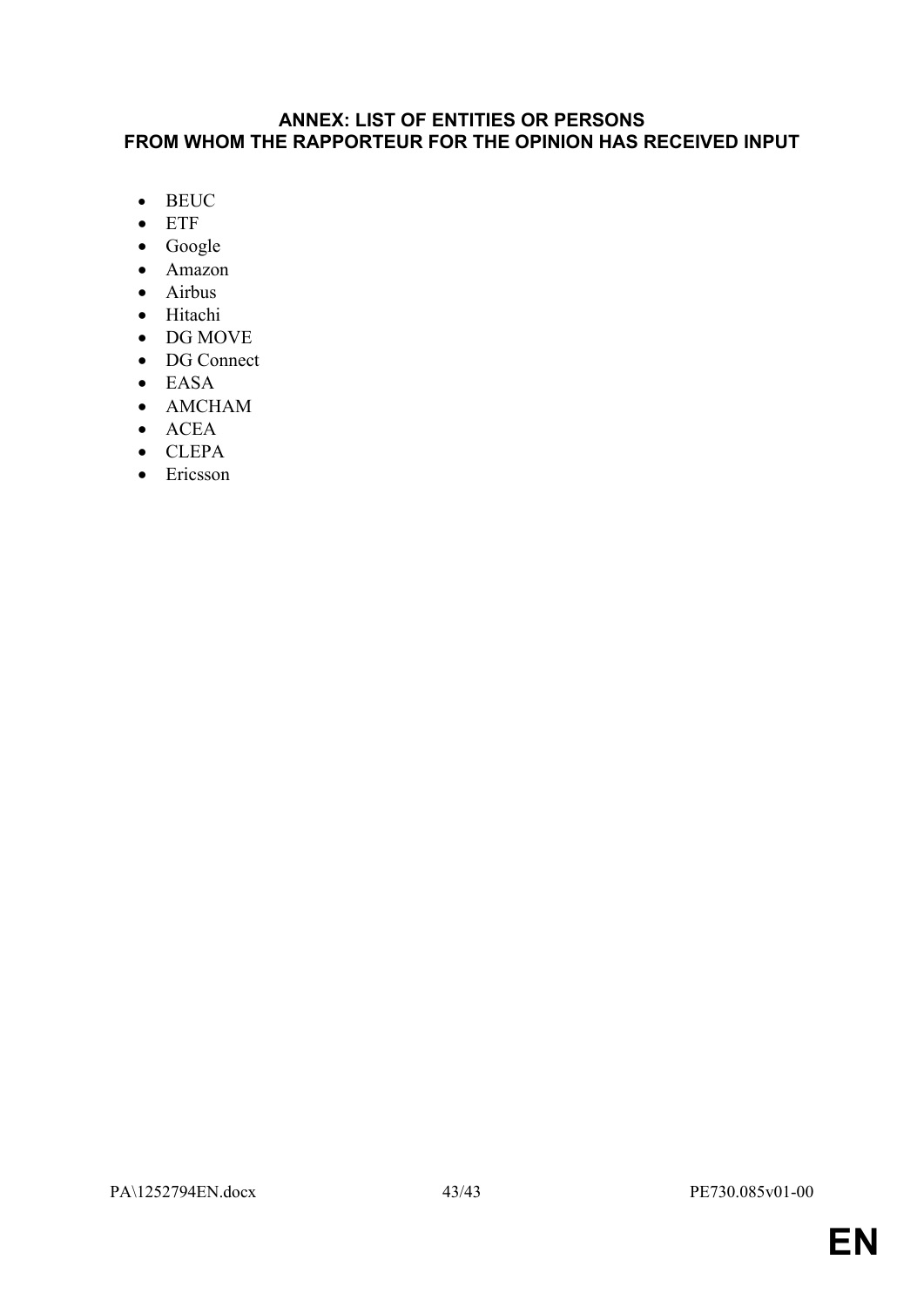## ANNEX: LIST OF ENTITIES OR PERSONS FROM WHOM THE RAPPORTEUR FOR THE OPINION HAS RECEIVED INPUT

- BEUC
- ETF
- Google
- Amazon
- Airbus
- Hitachi
- DG MOVE
- DG Connect
- EASA
- AMCHAM
- ACEA
- CLEPA
- Ericsson